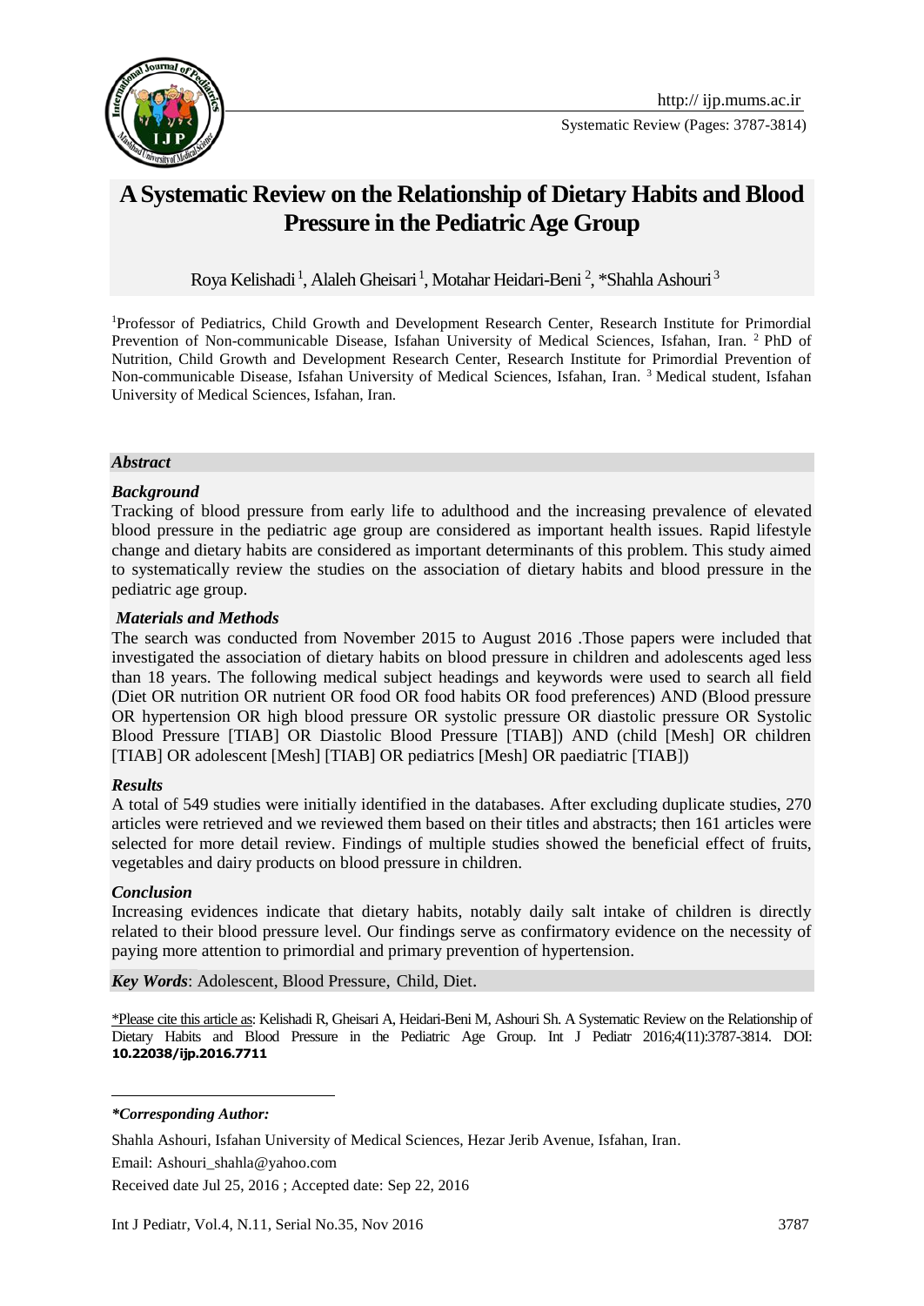Systematic Review (Pages: 3787-3814)

# A Systematic Review on the Relationship of Dietary Habits and Blood Pressure in the Pediatric Age Group

Roya Kelishadi [1], Alaleh Gheisari [1], Motahar Heidari-Beni [2], *Shahla Ashouri [3]

[1]Professor of Pediatrics, Child Growth and Development Research Center, Research Institute for Primordial Prevention of Non-communicable Disease, Isfahan University of Medical Sciences, Isfahan, Iran. [2] PhD of Nutrition, Child Growth and Development Research Center, Research Institute for Primordial Prevention of Non-communicable Disease, Isfahan University of Medical Sciences, Isfahan, Iran. [3] Medical student, Isfahan University of Medical Sciences, Isfahan, Iran.

***Abstract***

***Background***

Tracking of blood pressure from early life to adulthood and the increasing prevalence of elevated blood pressure in the pediatric age group are considered as important health issues. Rapid lifestyle change and dietary habits are considered as important determinants of this problem. This study aimed to systematically review the studies on the association of dietary habits and blood pressure in the pediatric age group.

***Materials and Methods***

The search was conducted from November 2015 to August 2016 .Those papers were included that investigated the association of dietary habits on blood pressure in children and adolescents aged less than 18 years. The following medical subject headings and keywords were used to search all field (Diet OR nutrition OR nutrient OR food OR food habits OR food preferences) AND (Blood pressure OR hypertension OR high blood pressure OR systolic pressure OR diastolic pressure OR Systolic Blood Pressure [TIAB] OR Diastolic Blood Pressure [TIAB]) AND (child [Mesh] OR children [TIAB] OR adolescent [Mesh] [TIAB] OR pediatrics [Mesh] OR paediatric [TIAB])

***Results***

A total of 549 studies were initially identified in the databases. After excluding duplicate studies, 270 articles were retrieved and we reviewed them based on their titles and abstracts; then 161 articles were selected for more detail review. Findings of multiple studies showed the beneficial effect of fruits, vegetables and dairy products on blood pressure in children.

***Conclusion***

Increasing evidences indicate that dietary habits, notably daily salt intake of children is directly related to their blood pressure level. Our findings serve as confirmatory evidence on the necessity of paying more attention to primordial and primary prevention of hypertension.

***Key Words***: Adolescent, Blood Pressure, Child, Diet.

*Please cite this article as: Kelishadi R, Gheisari A, Heidari-Beni M, Ashouri Sh. A Systematic Review on the Relationship of Dietary Habits and Blood Pressure in the Pediatric Age Group. Int J Pediatr 2016;4(11):3787-3814. DOI: **10.22038/ijp.2016.7711**

***\*Corresponding Author:***

Shahla Ashouri, Isfahan University of Medical Sciences, Hezar Jerib Avenue, Isfahan, Iran.

Email: Ashouri_shahla@yahoo.com

Received date Jul 25, 2016 ; Accepted date: Sep 22, 2016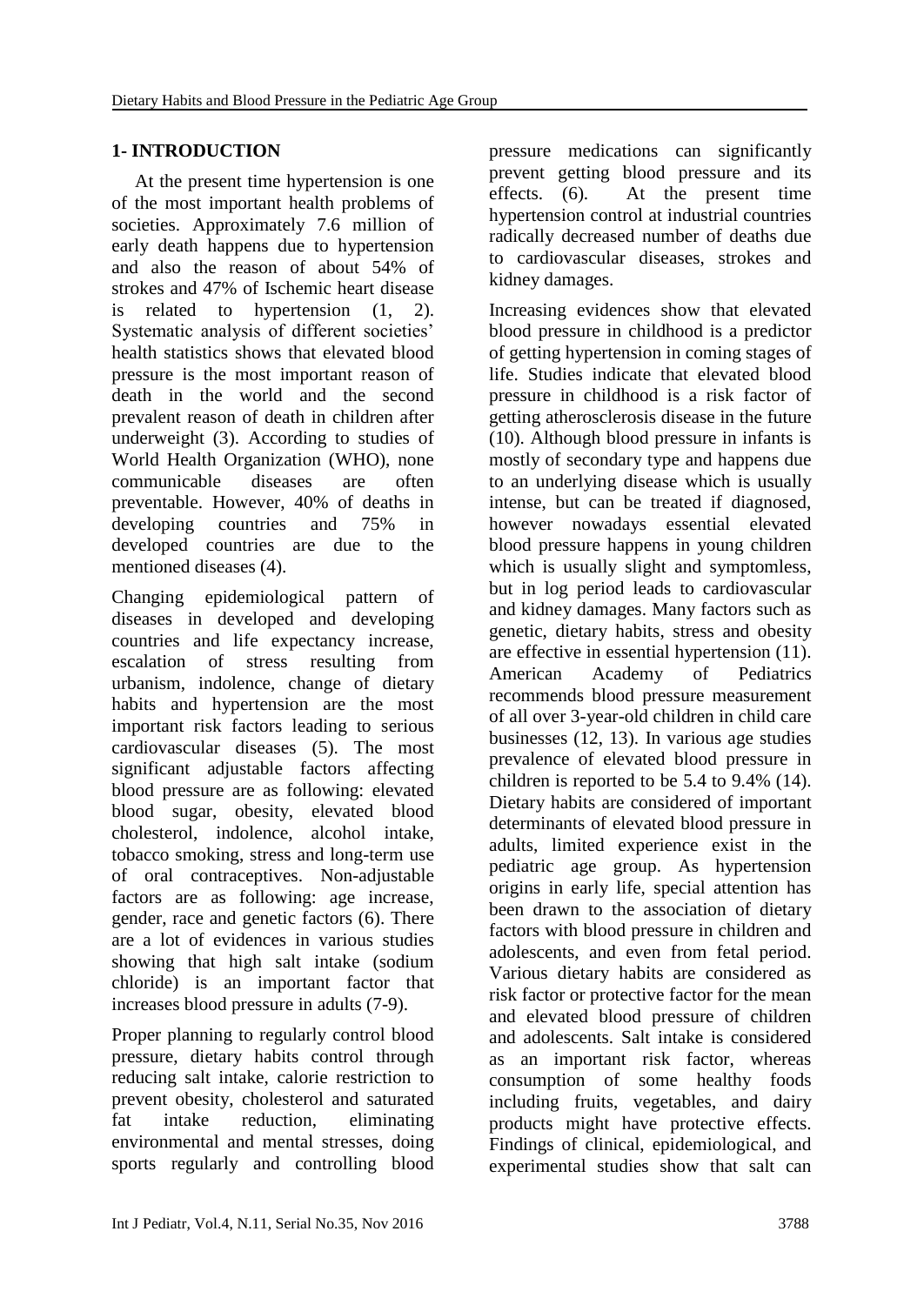## 1- INTRODUCTION

At the present time hypertension is one of the most important health problems of societies. Approximately 7.6 million of early death happens due to hypertension and also the reason of about 54% of strokes and 47% of Ischemic heart disease is related to hypertension (1, 2). Systematic analysis of different societies' health statistics shows that elevated blood pressure is the most important reason of death in the world and the second prevalent reason of death in children after underweight (3). According to studies of World Health Organization (WHO), none communicable diseases are often preventable. However, 40% of deaths in developing countries and 75% in developed countries are due to the mentioned diseases (4).

Changing epidemiological pattern of diseases in developed and developing countries and life expectancy increase, escalation of stress resulting from urbanism, indolence, change of dietary habits and hypertension are the most important risk factors leading to serious cardiovascular diseases (5). The most significant adjustable factors affecting blood pressure are as following: elevated blood sugar, obesity, elevated blood cholesterol, indolence, alcohol intake, tobacco smoking, stress and long-term use of oral contraceptives. Non-adjustable factors are as following: age increase, gender, race and genetic factors (6). There are a lot of evidences in various studies showing that high salt intake (sodium chloride) is an important factor that increases blood pressure in adults (7-9).

Proper planning to regularly control blood pressure, dietary habits control through reducing salt intake, calorie restriction to prevent obesity, cholesterol and saturated fat intake reduction, eliminating environmental and mental stresses, doing sports regularly and controlling blood pressure medications can significantly prevent getting blood pressure and its effects. (6). At the present time hypertension control at industrial countries radically decreased number of deaths due to cardiovascular diseases, strokes and kidney damages.

Increasing evidences show that elevated blood pressure in childhood is a predictor of getting hypertension in coming stages of life. Studies indicate that elevated blood pressure in childhood is a risk factor of getting atherosclerosis disease in the future (10). Although blood pressure in infants is mostly of secondary type and happens due to an underlying disease which is usually intense, but can be treated if diagnosed, however nowadays essential elevated blood pressure happens in young children which is usually slight and symptomless, but in log period leads to cardiovascular and kidney damages. Many factors such as genetic, dietary habits, stress and obesity are effective in essential hypertension (11). American Academy of Pediatrics recommends blood pressure measurement of all over 3-year-old children in child care businesses (12, 13). In various age studies prevalence of elevated blood pressure in children is reported to be 5.4 to 9.4% (14). Dietary habits are considered of important determinants of elevated blood pressure in adults, limited experience exist in the pediatric age group. As hypertension origins in early life, special attention has been drawn to the association of dietary factors with blood pressure in children and adolescents, and even from fetal period. Various dietary habits are considered as risk factor or protective factor for the mean and elevated blood pressure of children and adolescents. Salt intake is considered as an important risk factor, whereas consumption of some healthy foods including fruits, vegetables, and dairy products might have protective effects. Findings of clinical, epidemiological, and experimental studies show that salt can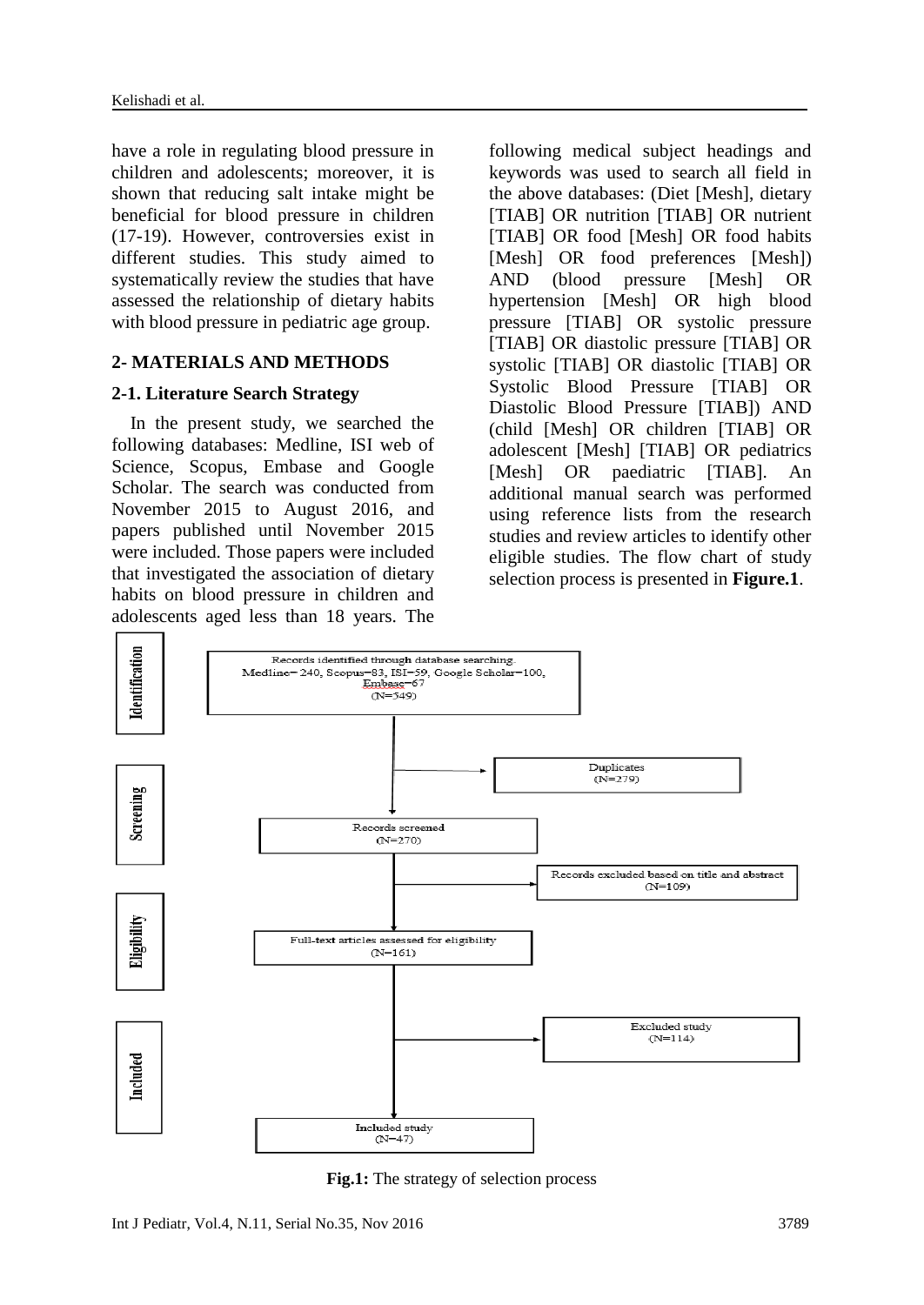have a role in regulating blood pressure in children and adolescents; moreover, it is shown that reducing salt intake might be beneficial for blood pressure in children (17-19). However, controversies exist in different studies. This study aimed to systematically review the studies that have assessed the relationship of dietary habits with blood pressure in pediatric age group.

## 2- MATERIALS AND METHODS

### 2-1. Literature Search Strategy

In the present study, we searched the following databases: Medline, ISI web of Science, Scopus, Embase and Google Scholar. The search was conducted from November 2015 to August 2016, and papers published until November 2015 were included. Those papers were included that investigated the association of dietary habits on blood pressure in children and adolescents aged less than 18 years. The following medical subject headings and keywords was used to search all field in the above databases: (Diet [Mesh], dietary [TIAB] OR nutrition [TIAB] OR nutrient [TIAB] OR food [Mesh] OR food habits [Mesh] OR food preferences [Mesh]) AND (blood pressure [Mesh] OR hypertension [Mesh] OR high blood pressure [TIAB] OR systolic pressure [TIAB] OR diastolic pressure [TIAB] OR systolic [TIAB] OR diastolic [TIAB] OR Systolic Blood Pressure [TIAB] OR Diastolic Blood Pressure [TIAB]) AND (child [Mesh] OR children [TIAB] OR adolescent [Mesh] [TIAB] OR pediatrics [Mesh] OR paediatric [TIAB]. An additional manual search was performed using reference lists from the research studies and review articles to identify other eligible studies. The flow chart of study selection process is presented in **Figure.1**.

Identification

Records identified through database searching.
Medline= 240, Scopus=83, ISI=59, Google Scholar=100, Embase=67
(N=549)

Duplicates
(N=279)

Screening

Records screened
(N=270)

Records excluded based on title and abstract
(N=109)

Eligibility

Full-text articles assessed for eligibility
(N=161)

Excluded study
(N=114)

Included

Included study
(N=47)

**Fig.1:** The strategy of selection process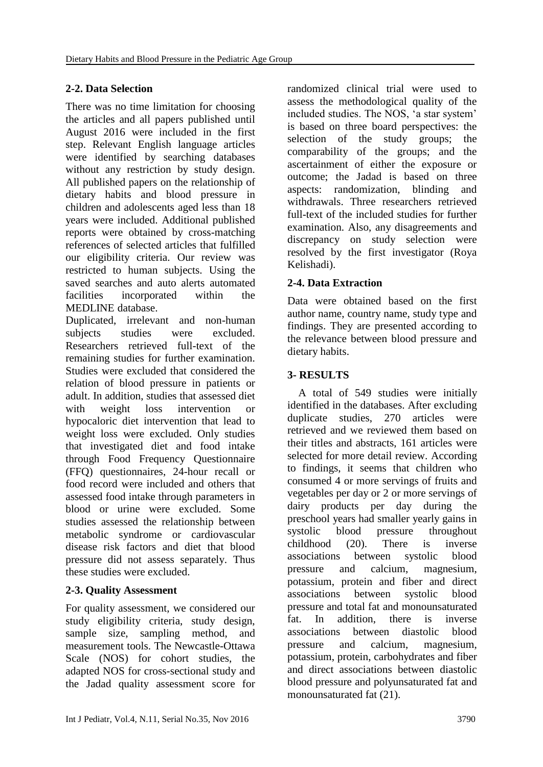## 2-2. Data Selection

There was no time limitation for choosing the articles and all papers published until August 2016 were included in the first step. Relevant English language articles were identified by searching databases without any restriction by study design. All published papers on the relationship of dietary habits and blood pressure in children and adolescents aged less than 18 years were included. Additional published reports were obtained by cross-matching references of selected articles that fulfilled our eligibility criteria. Our review was restricted to human subjects. Using the saved searches and auto alerts automated facilities incorporated within the MEDLINE database.

Duplicated, irrelevant and non-human subjects studies were excluded. Researchers retrieved full-text of the remaining studies for further examination. Studies were excluded that considered the relation of blood pressure in patients or adult. In addition, studies that assessed diet with weight loss intervention or hypocaloric diet intervention that lead to weight loss were excluded. Only studies that investigated diet and food intake through Food Frequency Questionnaire (FFQ) questionnaires, 24-hour recall or food record were included and others that assessed food intake through parameters in blood or urine were excluded. Some studies assessed the relationship between metabolic syndrome or cardiovascular disease risk factors and diet that blood pressure did not assess separately. Thus these studies were excluded.

## 2-3. Quality Assessment

For quality assessment, we considered our study eligibility criteria, study design, sample size, sampling method, and measurement tools. The Newcastle-Ottawa Scale (NOS) for cohort studies, the adapted NOS for cross-sectional study and the Jadad quality assessment score for randomized clinical trial were used to assess the methodological quality of the included studies. The NOS, 'a star system' is based on three board perspectives: the selection of the study groups; the comparability of the groups; and the ascertainment of either the exposure or outcome; the Jadad is based on three aspects: randomization, blinding and withdrawals. Three researchers retrieved full-text of the included studies for further examination. Also, any disagreements and discrepancy on study selection were resolved by the first investigator (Roya Kelishadi).

## 2-4. Data Extraction

Data were obtained based on the first author name, country name, study type and findings. They are presented according to the relevance between blood pressure and dietary habits.

# 3- RESULTS

A total of 549 studies were initially identified in the databases. After excluding duplicate studies, 270 articles were retrieved and we reviewed them based on their titles and abstracts, 161 articles were selected for more detail review. According to findings, it seems that children who consumed 4 or more servings of fruits and vegetables per day or 2 or more servings of dairy products per day during the preschool years had smaller yearly gains in systolic blood pressure throughout childhood (20). There is inverse associations between systolic blood pressure and calcium, magnesium, potassium, protein and fiber and direct associations between systolic blood pressure and total fat and monounsaturated fat. In addition, there is inverse associations between diastolic blood pressure and calcium, magnesium, potassium, protein, carbohydrates and fiber and direct associations between diastolic blood pressure and polyunsaturated fat and monounsaturated fat (21).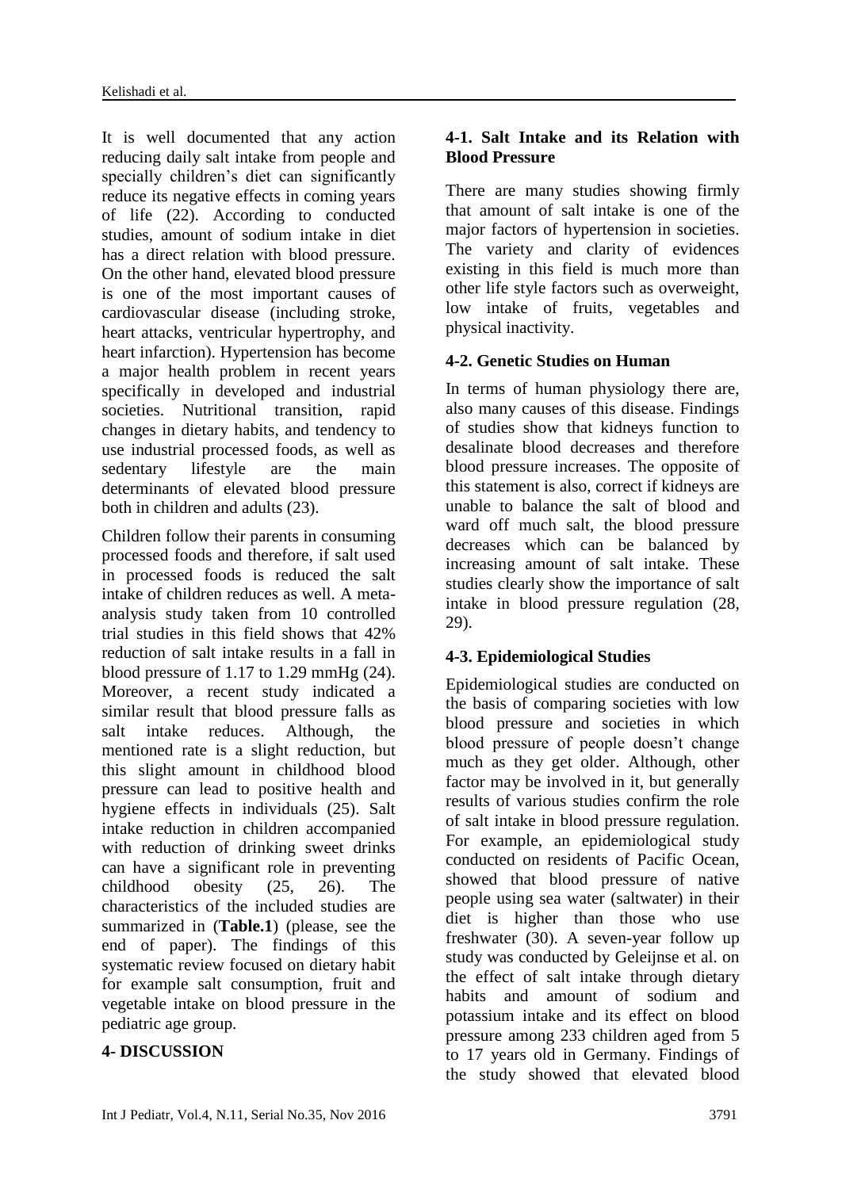It is well documented that any action reducing daily salt intake from people and specially children's diet can significantly reduce its negative effects in coming years of life (22). According to conducted studies, amount of sodium intake in diet has a direct relation with blood pressure. On the other hand, elevated blood pressure is one of the most important causes of cardiovascular disease (including stroke, heart attacks, ventricular hypertrophy, and heart infarction). Hypertension has become a major health problem in recent years specifically in developed and industrial societies. Nutritional transition, rapid changes in dietary habits, and tendency to use industrial processed foods, as well as sedentary lifestyle are the main determinants of elevated blood pressure both in children and adults (23).

Children follow their parents in consuming processed foods and therefore, if salt used in processed foods is reduced the salt intake of children reduces as well. A meta-analysis study taken from 10 controlled trial studies in this field shows that 42% reduction of salt intake results in a fall in blood pressure of 1.17 to 1.29 mmHg (24). Moreover, a recent study indicated a similar result that blood pressure falls as salt intake reduces. Although, the mentioned rate is a slight reduction, but this slight amount in childhood blood pressure can lead to positive health and hygiene effects in individuals (25). Salt intake reduction in children accompanied with reduction of drinking sweet drinks can have a significant role in preventing childhood obesity (25, 26). The characteristics of the included studies are summarized in (**Table.1**) (please, see the end of paper). The findings of this systematic review focused on dietary habit for example salt consumption, fruit and vegetable intake on blood pressure in the pediatric age group.

## 4- DISCUSSION

### 4-1. Salt Intake and its Relation with Blood Pressure

There are many studies showing firmly that amount of salt intake is one of the major factors of hypertension in societies. The variety and clarity of evidences existing in this field is much more than other life style factors such as overweight, low intake of fruits, vegetables and physical inactivity.

### 4-2. Genetic Studies on Human

In terms of human physiology there are, also many causes of this disease. Findings of studies show that kidneys function to desalinate blood decreases and therefore blood pressure increases. The opposite of this statement is also, correct if kidneys are unable to balance the salt of blood and ward off much salt, the blood pressure decreases which can be balanced by increasing amount of salt intake. These studies clearly show the importance of salt intake in blood pressure regulation (28, 29).

### 4-3. Epidemiological Studies

Epidemiological studies are conducted on the basis of comparing societies with low blood pressure and societies in which blood pressure of people doesn't change much as they get older. Although, other factor may be involved in it, but generally results of various studies confirm the role of salt intake in blood pressure regulation. For example, an epidemiological study conducted on residents of Pacific Ocean, showed that blood pressure of native people using sea water (saltwater) in their diet is higher than those who use freshwater (30). A seven-year follow up study was conducted by Geleijnse et al. on the effect of salt intake through dietary habits and amount of sodium and potassium intake and its effect on blood pressure among 233 children aged from 5 to 17 years old in Germany. Findings of the study showed that elevated blood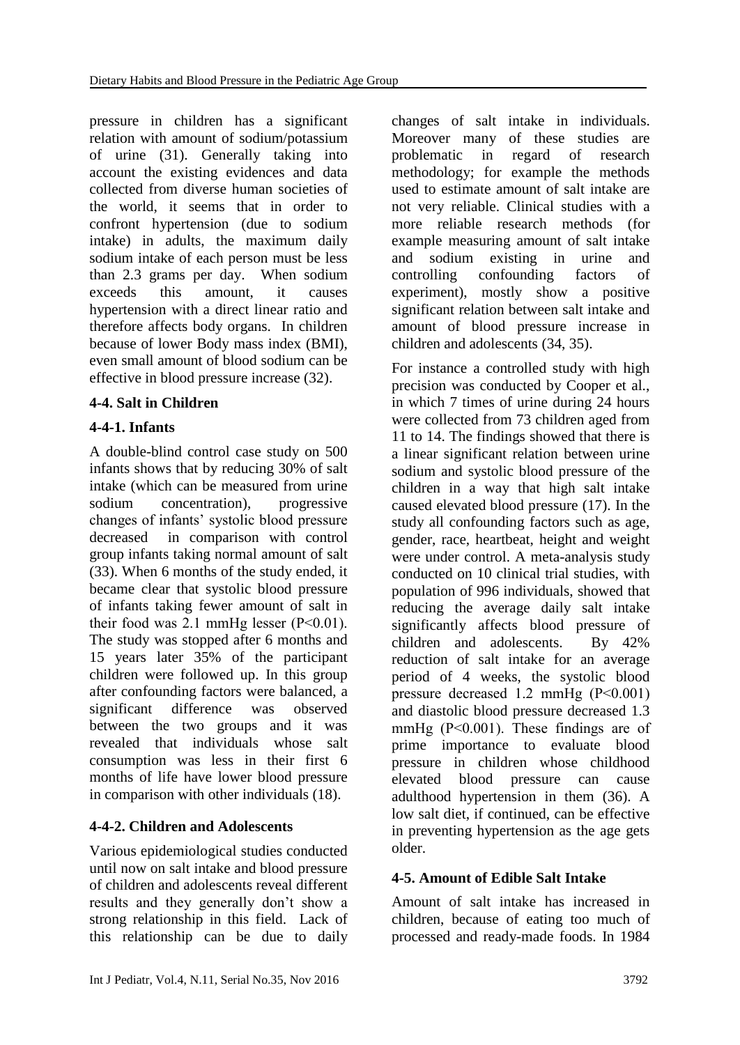pressure in children has a significant relation with amount of sodium/potassium of urine (31). Generally taking into account the existing evidences and data collected from diverse human societies of the world, it seems that in order to confront hypertension (due to sodium intake) in adults, the maximum daily sodium intake of each person must be less than 2.3 grams per day. When sodium exceeds this amount, it causes hypertension with a direct linear ratio and therefore affects body organs. In children because of lower Body mass index (BMI), even small amount of blood sodium can be effective in blood pressure increase (32).

### 4-4. Salt in Children

#### 4-4-1. Infants

A double-blind control case study on 500 infants shows that by reducing 30% of salt intake (which can be measured from urine sodium concentration), progressive changes of infants' systolic blood pressure decreased in comparison with control group infants taking normal amount of salt (33). When 6 months of the study ended, it became clear that systolic blood pressure of infants taking fewer amount of salt in their food was 2.1 mmHg lesser ($P<0.01$). The study was stopped after 6 months and 15 years later 35% of the participant children were followed up. In this group after confounding factors were balanced, a significant difference was observed between the two groups and it was revealed that individuals whose salt consumption was less in their first 6 months of life have lower blood pressure in comparison with other individuals (18).

#### 4-4-2. Children and Adolescents

Various epidemiological studies conducted until now on salt intake and blood pressure of children and adolescents reveal different results and they generally don't show a strong relationship in this field. Lack of this relationship can be due to daily changes of salt intake in individuals. Moreover many of these studies are problematic in regard of research methodology; for example the methods used to estimate amount of salt intake are not very reliable. Clinical studies with a more reliable research methods (for example measuring amount of salt intake and sodium existing in urine and controlling confounding factors of experiment), mostly show a positive significant relation between salt intake and amount of blood pressure increase in children and adolescents (34, 35).

For instance a controlled study with high precision was conducted by Cooper et al., in which 7 times of urine during 24 hours were collected from 73 children aged from 11 to 14. The findings showed that there is a linear significant relation between urine sodium and systolic blood pressure of the children in a way that high salt intake caused elevated blood pressure (17). In the study all confounding factors such as age, gender, race, heartbeat, height and weight were under control. A meta-analysis study conducted on 10 clinical trial studies, with population of 996 individuals, showed that reducing the average daily salt intake significantly affects blood pressure of children and adolescents. By 42% reduction of salt intake for an average period of 4 weeks, the systolic blood pressure decreased 1.2 mmHg ($P<0.001$) and diastolic blood pressure decreased 1.3 mmHg ($P<0.001$). These findings are of prime importance to evaluate blood pressure in children whose childhood elevated blood pressure can cause adulthood hypertension in them (36). A low salt diet, if continued, can be effective in preventing hypertension as the age gets older.

### 4-5. Amount of Edible Salt Intake

Amount of salt intake has increased in children, because of eating too much of processed and ready-made foods. In 1984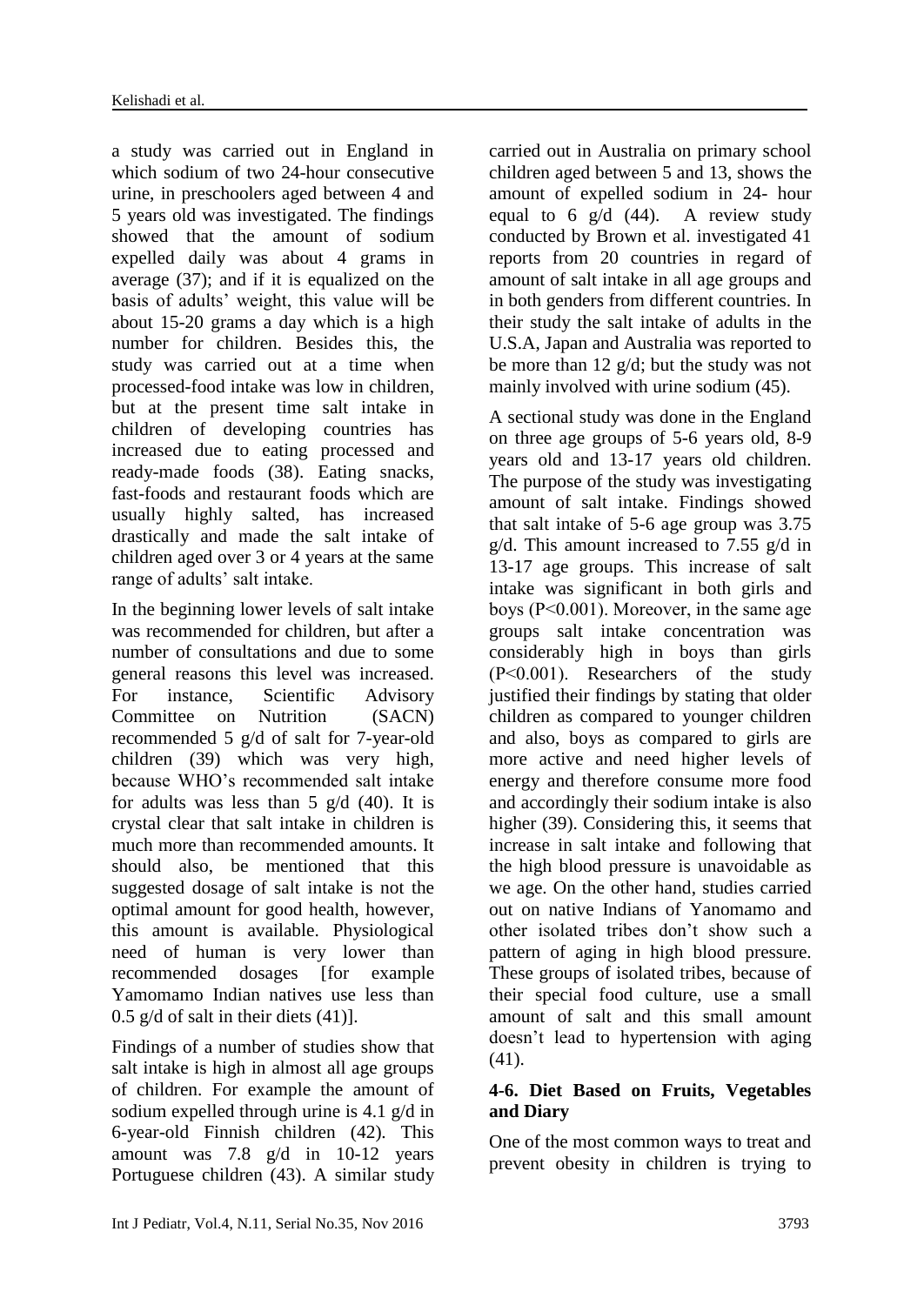a study was carried out in England in which sodium of two 24-hour consecutive urine, in preschoolers aged between 4 and 5 years old was investigated. The findings showed that the amount of sodium expelled daily was about 4 grams in average (37); and if it is equalized on the basis of adults' weight, this value will be about 15-20 grams a day which is a high number for children. Besides this, the study was carried out at a time when processed-food intake was low in children, but at the present time salt intake in children of developing countries has increased due to eating processed and ready-made foods (38). Eating snacks, fast-foods and restaurant foods which are usually highly salted, has increased drastically and made the salt intake of children aged over 3 or 4 years at the same range of adults' salt intake.

In the beginning lower levels of salt intake was recommended for children, but after a number of consultations and due to some general reasons this level was increased. For instance, Scientific Advisory Committee on Nutrition (SACN) recommended 5 g/d of salt for 7-year-old children (39) which was very high, because WHO's recommended salt intake for adults was less than 5 g/d (40). It is crystal clear that salt intake in children is much more than recommended amounts. It should also, be mentioned that this suggested dosage of salt intake is not the optimal amount for good health, however, this amount is available. Physiological need of human is very lower than recommended dosages [for example Yamomamo Indian natives use less than 0.5 g/d of salt in their diets (41)].

Findings of a number of studies show that salt intake is high in almost all age groups of children. For example the amount of sodium expelled through urine is 4.1 g/d in 6-year-old Finnish children (42). This amount was 7.8 g/d in 10-12 years Portuguese children (43). A similar study carried out in Australia on primary school children aged between 5 and 13, shows the amount of expelled sodium in 24- hour equal to 6 g/d (44). A review study conducted by Brown et al. investigated 41 reports from 20 countries in regard of amount of salt intake in all age groups and in both genders from different countries. In their study the salt intake of adults in the U.S.A, Japan and Australia was reported to be more than 12 g/d; but the study was not mainly involved with urine sodium (45).

A sectional study was done in the England on three age groups of 5-6 years old, 8-9 years old and 13-17 years old children. The purpose of the study was investigating amount of salt intake. Findings showed that salt intake of 5-6 age group was 3.75 g/d. This amount increased to 7.55 g/d in 13-17 age groups. This increase of salt intake was significant in both girls and boys ($P<0.001$). Moreover, in the same age groups salt intake concentration was considerably high in boys than girls ($P<0.001$). Researchers of the study justified their findings by stating that older children as compared to younger children and also, boys as compared to girls are more active and need higher levels of energy and therefore consume more food and accordingly their sodium intake is also higher (39). Considering this, it seems that increase in salt intake and following that the high blood pressure is unavoidable as we age. On the other hand, studies carried out on native Indians of Yanomamo and other isolated tribes don't show such a pattern of aging in high blood pressure. These groups of isolated tribes, because of their special food culture, use a small amount of salt and this small amount doesn't lead to hypertension with aging (41).

### 4-6. Diet Based on Fruits, Vegetables and Diary

One of the most common ways to treat and prevent obesity in children is trying to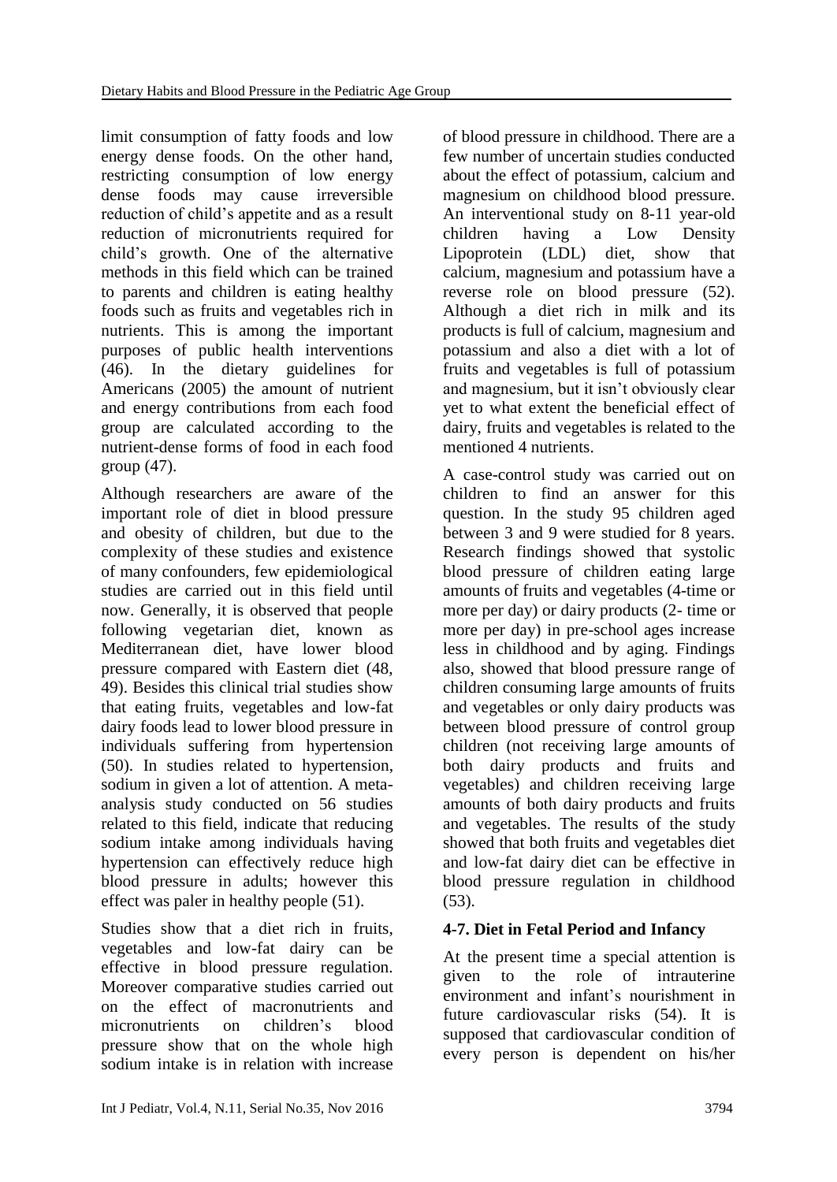limit consumption of fatty foods and low energy dense foods. On the other hand, restricting consumption of low energy dense foods may cause irreversible reduction of child's appetite and as a result reduction of micronutrients required for child's growth. One of the alternative methods in this field which can be trained to parents and children is eating healthy foods such as fruits and vegetables rich in nutrients. This is among the important purposes of public health interventions (46). In the dietary guidelines for Americans (2005) the amount of nutrient and energy contributions from each food group are calculated according to the nutrient-dense forms of food in each food group (47).

Although researchers are aware of the important role of diet in blood pressure and obesity of children, but due to the complexity of these studies and existence of many confounders, few epidemiological studies are carried out in this field until now. Generally, it is observed that people following vegetarian diet, known as Mediterranean diet, have lower blood pressure compared with Eastern diet (48, 49). Besides this clinical trial studies show that eating fruits, vegetables and low-fat dairy foods lead to lower blood pressure in individuals suffering from hypertension (50). In studies related to hypertension, sodium in given a lot of attention. A meta-analysis study conducted on 56 studies related to this field, indicate that reducing sodium intake among individuals having hypertension can effectively reduce high blood pressure in adults; however this effect was paler in healthy people (51).

Studies show that a diet rich in fruits, vegetables and low-fat dairy can be effective in blood pressure regulation. Moreover comparative studies carried out on the effect of macronutrients and micronutrients on children's blood pressure show that on the whole high sodium intake is in relation with increase of blood pressure in childhood. There are a few number of uncertain studies conducted about the effect of potassium, calcium and magnesium on childhood blood pressure. An interventional study on 8-11 year-old children having a Low Density Lipoprotein (LDL) diet, show that calcium, magnesium and potassium have a reverse role on blood pressure (52). Although a diet rich in milk and its products is full of calcium, magnesium and potassium and also a diet with a lot of fruits and vegetables is full of potassium and magnesium, but it isn't obviously clear yet to what extent the beneficial effect of dairy, fruits and vegetables is related to the mentioned 4 nutrients.

A case-control study was carried out on children to find an answer for this question. In the study 95 children aged between 3 and 9 were studied for 8 years. Research findings showed that systolic blood pressure of children eating large amounts of fruits and vegetables (4-time or more per day) or dairy products (2- time or more per day) in pre-school ages increase less in childhood and by aging. Findings also, showed that blood pressure range of children consuming large amounts of fruits and vegetables or only dairy products was between blood pressure of control group children (not receiving large amounts of both dairy products and fruits and vegetables) and children receiving large amounts of both dairy products and fruits and vegetables. The results of the study showed that both fruits and vegetables diet and low-fat dairy diet can be effective in blood pressure regulation in childhood (53).

### 4-7. Diet in Fetal Period and Infancy

At the present time a special attention is given to the role of intrauterine environment and infant's nourishment in future cardiovascular risks (54). It is supposed that cardiovascular condition of every person is dependent on his/her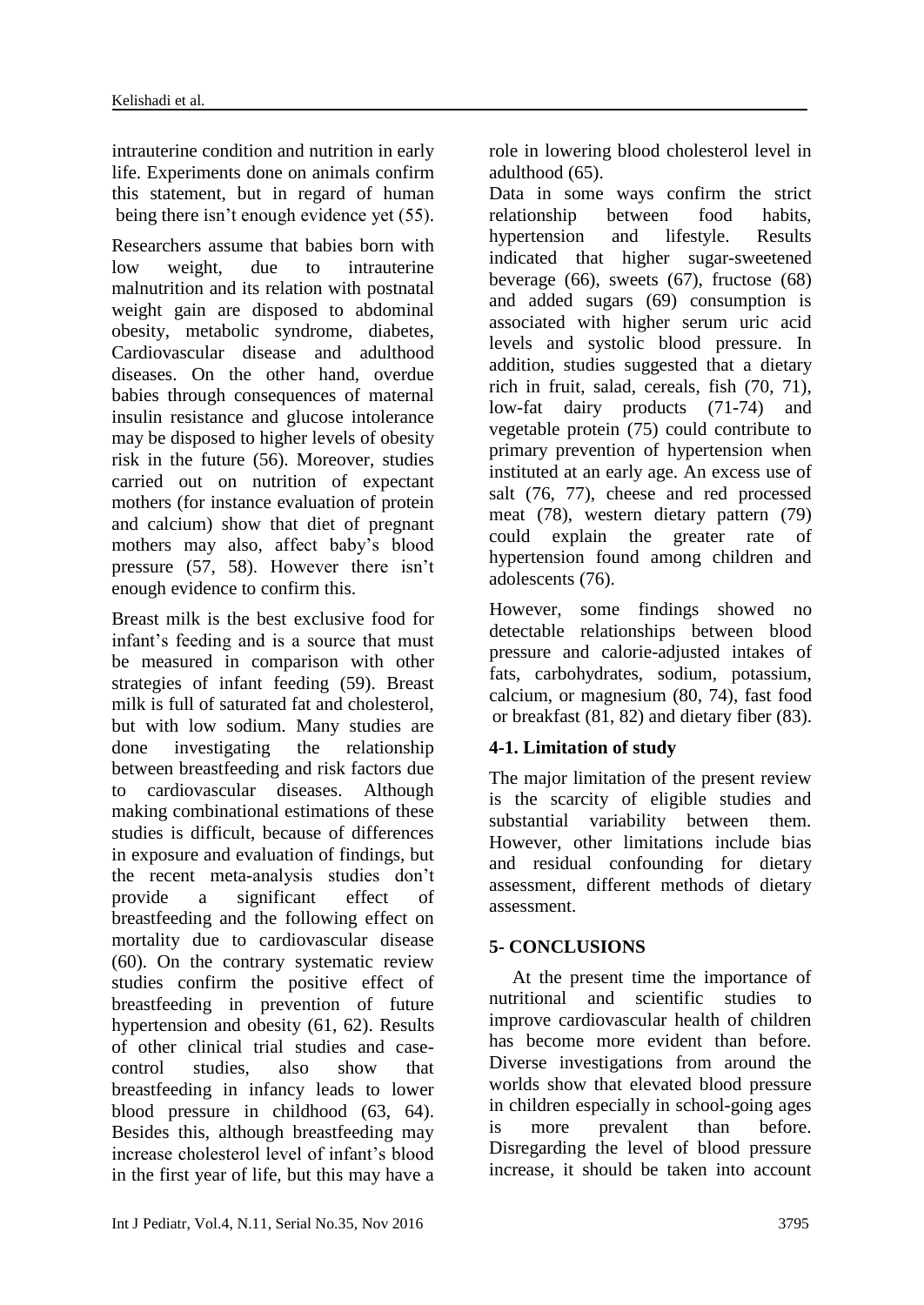intrauterine condition and nutrition in early life. Experiments done on animals confirm this statement, but in regard of human being there isn't enough evidence yet (55).

Researchers assume that babies born with low weight, due to intrauterine malnutrition and its relation with postnatal weight gain are disposed to abdominal obesity, metabolic syndrome, diabetes, Cardiovascular disease and adulthood diseases. On the other hand, overdue babies through consequences of maternal insulin resistance and glucose intolerance may be disposed to higher levels of obesity risk in the future (56). Moreover, studies carried out on nutrition of expectant mothers (for instance evaluation of protein and calcium) show that diet of pregnant mothers may also, affect baby's blood pressure (57, 58). However there isn't enough evidence to confirm this.

Breast milk is the best exclusive food for infant's feeding and is a source that must be measured in comparison with other strategies of infant feeding (59). Breast milk is full of saturated fat and cholesterol, but with low sodium. Many studies are done investigating the relationship between breastfeeding and risk factors due to cardiovascular diseases. Although making combinational estimations of these studies is difficult, because of differences in exposure and evaluation of findings, but the recent meta-analysis studies don't provide a significant effect of breastfeeding and the following effect on mortality due to cardiovascular disease (60). On the contrary systematic review studies confirm the positive effect of breastfeeding in prevention of future hypertension and obesity (61, 62). Results of other clinical trial studies and case-control studies, also show that breastfeeding in infancy leads to lower blood pressure in childhood (63, 64). Besides this, although breastfeeding may increase cholesterol level of infant's blood in the first year of life, but this may have a role in lowering blood cholesterol level in adulthood (65).

Data in some ways confirm the strict relationship between food habits, hypertension and lifestyle. Results indicated that higher sugar-sweetened beverage (66), sweets (67), fructose (68) and added sugars (69) consumption is associated with higher serum uric acid levels and systolic blood pressure. In addition, studies suggested that a dietary rich in fruit, salad, cereals, fish (70, 71), low-fat dairy products (71-74) and vegetable protein (75) could contribute to primary prevention of hypertension when instituted at an early age. An excess use of salt (76, 77), cheese and red processed meat (78), western dietary pattern (79) could explain the greater rate of hypertension found among children and adolescents (76).

However, some findings showed no detectable relationships between blood pressure and calorie-adjusted intakes of fats, carbohydrates, sodium, potassium, calcium, or magnesium (80, 74), fast food or breakfast (81, 82) and dietary fiber (83).

### 4-1. Limitation of study

The major limitation of the present review is the scarcity of eligible studies and substantial variability between them. However, other limitations include bias and residual confounding for dietary assessment, different methods of dietary assessment.

## 5- CONCLUSIONS

At the present time the importance of nutritional and scientific studies to improve cardiovascular health of children has become more evident than before. Diverse investigations from around the worlds show that elevated blood pressure in children especially in school-going ages is more prevalent than before. Disregarding the level of blood pressure increase, it should be taken into account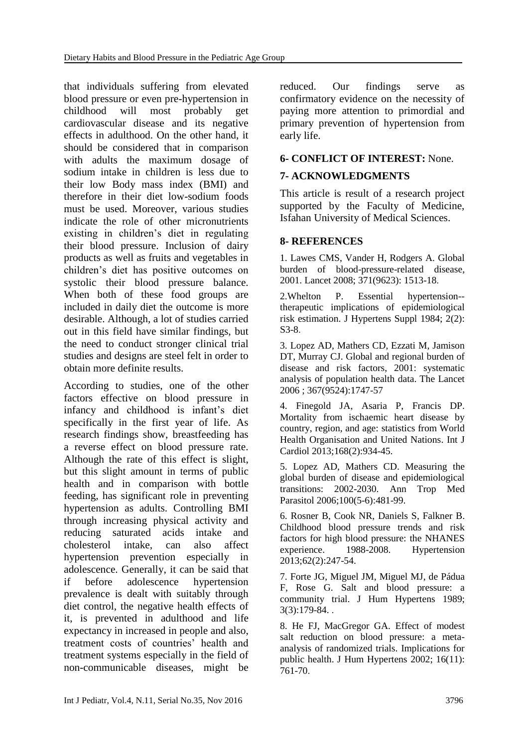that individuals suffering from elevated blood pressure or even pre-hypertension in childhood will most probably get cardiovascular disease and its negative effects in adulthood. On the other hand, it should be considered that in comparison with adults the maximum dosage of sodium intake in children is less due to their low Body mass index (BMI) and therefore in their diet low-sodium foods must be used. Moreover, various studies indicate the role of other micronutrients existing in children's diet in regulating their blood pressure. Inclusion of dairy products as well as fruits and vegetables in children's diet has positive outcomes on systolic their blood pressure balance. When both of these food groups are included in daily diet the outcome is more desirable. Although, a lot of studies carried out in this field have similar findings, but the need to conduct stronger clinical trial studies and designs are steel felt in order to obtain more definite results.

According to studies, one of the other factors effective on blood pressure in infancy and childhood is infant's diet specifically in the first year of life. As research findings show, breastfeeding has a reverse effect on blood pressure rate. Although the rate of this effect is slight, but this slight amount in terms of public health and in comparison with bottle feeding, has significant role in preventing hypertension as adults. Controlling BMI through increasing physical activity and reducing saturated acids intake and cholesterol intake, can also affect hypertension prevention especially in adolescence. Generally, it can be said that if before adolescence hypertension prevalence is dealt with suitably through diet control, the negative health effects of it, is prevented in adulthood and life expectancy in increased in people and also, treatment costs of countries' health and treatment systems especially in the field of non-communicable diseases, might be reduced. Our findings serve as confirmatory evidence on the necessity of paying more attention to primordial and primary prevention of hypertension from early life.

## 6- CONFLICT OF INTEREST: None.

## 7- ACKNOWLEDGMENTS

This article is result of a research project supported by the Faculty of Medicine, Isfahan University of Medical Sciences.

## 8- REFERENCES

1. Lawes CMS, Vander H, Rodgers A. Global burden of blood-pressure-related disease, 2001. Lancet 2008; 371(9623): 1513-18.

2. Whelton P. Essential hypertension--therapeutic implications of epidemiological risk estimation. J Hypertens Suppl 1984; 2(2): S3-8.

3. Lopez AD, Mathers CD, Ezzati M, Jamison DT, Murray CJ. Global and regional burden of disease and risk factors, 2001: systematic analysis of population health data. The Lancet 2006 ; 367(9524):1747-57

4. Finegold JA, Asaria P, Francis DP. Mortality from ischaemic heart disease by country, region, and age: statistics from World Health Organisation and United Nations. Int J Cardiol 2013;168(2):934-45.

5. Lopez AD, Mathers CD. Measuring the global burden of disease and epidemiological transitions: 2002-2030. Ann Trop Med Parasitol 2006;100(5-6):481-99.

6. Rosner B, Cook NR, Daniels S, Falkner B. Childhood blood pressure trends and risk factors for high blood pressure: the NHANES experience. 1988-2008. Hypertension 2013;62(2):247-54.

7. Forte JG, Miguel JM, Miguel MJ, de Pádua F, Rose G. Salt and blood pressure: a community trial. J Hum Hypertens 1989; 3(3):179-84. .

8. He FJ, MacGregor GA. Effect of modest salt reduction on blood pressure: a meta-analysis of randomized trials. Implications for public health. J Hum Hypertens 2002; 16(11): 761-70.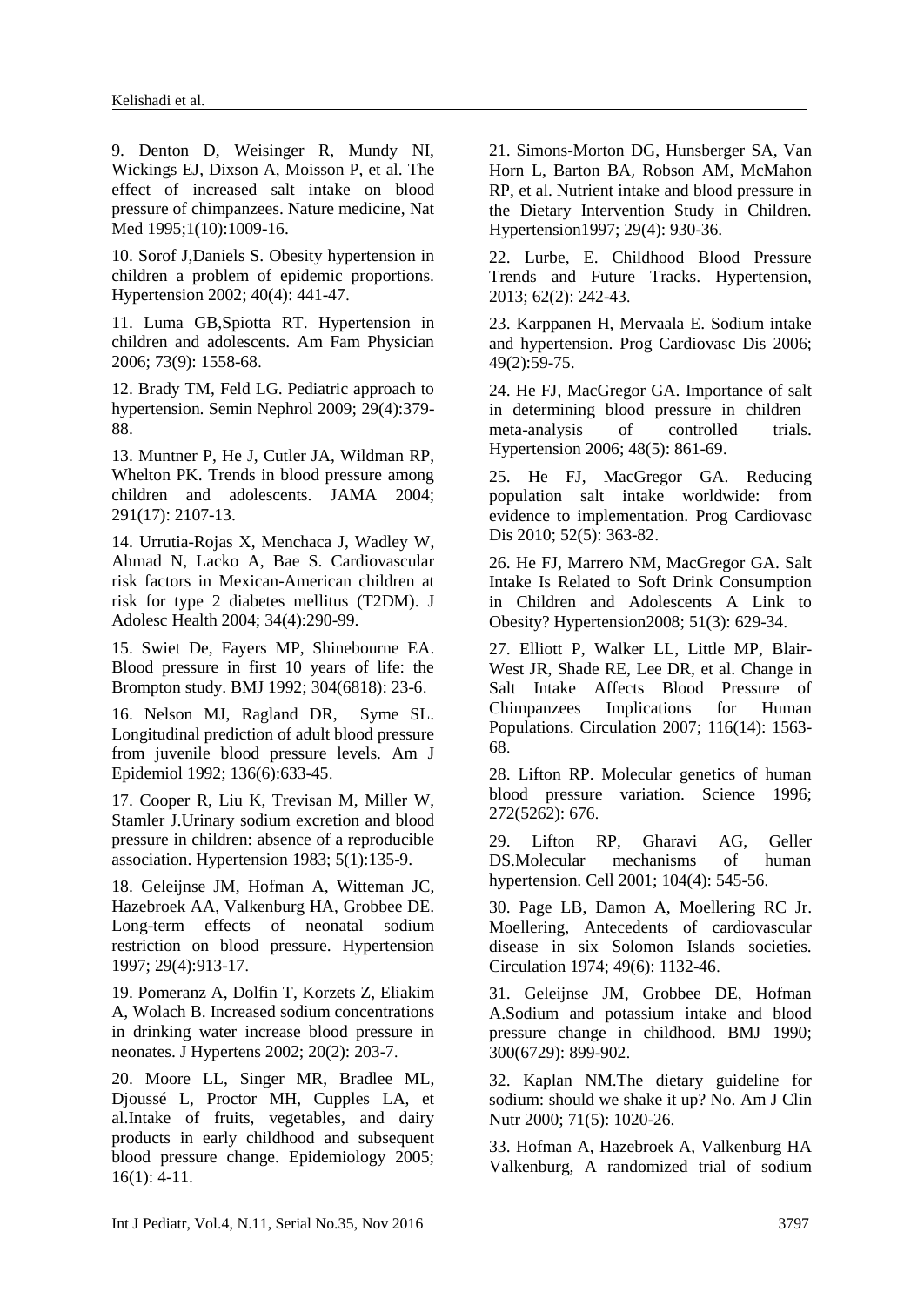9. Denton D, Weisinger R, Mundy NI, Wickings EJ, Dixson A, Moisson P, et al. The effect of increased salt intake on blood pressure of chimpanzees. Nature medicine, Nat Med 1995;1(10):1009-16.

10. Sorof J,Daniels S. Obesity hypertension in children a problem of epidemic proportions. Hypertension 2002; 40(4): 441-47.

11. Luma GB,Spiotta RT. Hypertension in children and adolescents. Am Fam Physician 2006; 73(9): 1558-68.

12. Brady TM, Feld LG. Pediatric approach to hypertension. Semin Nephrol 2009; 29(4):379-88.

13. Muntner P, He J, Cutler JA, Wildman RP, Whelton PK. Trends in blood pressure among children and adolescents. JAMA 2004; 291(17): 2107-13.

14. Urrutia-Rojas X, Menchaca J, Wadley W, Ahmad N, Lacko A, Bae S. Cardiovascular risk factors in Mexican-American children at risk for type 2 diabetes mellitus (T2DM). J Adolesc Health 2004; 34(4):290-99.

15. Swiet De, Fayers MP, Shinebourne EA. Blood pressure in first 10 years of life: the Brompton study. BMJ 1992; 304(6818): 23-6.

16. Nelson MJ, Ragland DR, Syme SL. Longitudinal prediction of adult blood pressure from juvenile blood pressure levels. Am J Epidemiol 1992; 136(6):633-45.

17. Cooper R, Liu K, Trevisan M, Miller W, Stamler J.Urinary sodium excretion and blood pressure in children: absence of a reproducible association. Hypertension 1983; 5(1):135-9.

18. Geleijnse JM, Hofman A, Witteman JC, Hazebroek AA, Valkenburg HA, Grobbee DE. Long-term effects of neonatal sodium restriction on blood pressure. Hypertension 1997; 29(4):913-17.

19. Pomeranz A, Dolfin T, Korzets Z, Eliakim A, Wolach B. Increased sodium concentrations in drinking water increase blood pressure in neonates. J Hypertens 2002; 20(2): 203-7.

20. Moore LL, Singer MR, Bradlee ML, Djoussé L, Proctor MH, Cupples LA, et al.Intake of fruits, vegetables, and dairy products in early childhood and subsequent blood pressure change. Epidemiology 2005; 16(1): 4-11.

21. Simons-Morton DG, Hunsberger SA, Van Horn L, Barton BA, Robson AM, McMahon RP, et al. Nutrient intake and blood pressure in the Dietary Intervention Study in Children. Hypertension1997; 29(4): 930-36.

22. Lurbe, E. Childhood Blood Pressure Trends and Future Tracks. Hypertension, 2013; 62(2): 242-43.

23. Karppanen H, Mervaala E. Sodium intake and hypertension. Prog Cardiovasc Dis 2006; 49(2):59-75.

24. He FJ, MacGregor GA. Importance of salt in determining blood pressure in children meta-analysis of controlled trials. Hypertension 2006; 48(5): 861-69.

25. He FJ, MacGregor GA. Reducing population salt intake worldwide: from evidence to implementation. Prog Cardiovasc Dis 2010; 52(5): 363-82.

26. He FJ, Marrero NM, MacGregor GA. Salt Intake Is Related to Soft Drink Consumption in Children and Adolescents A Link to Obesity? Hypertension2008; 51(3): 629-34.

27. Elliott P, Walker LL, Little MP, Blair-West JR, Shade RE, Lee DR, et al. Change in Salt Intake Affects Blood Pressure of Chimpanzees Implications for Human Populations. Circulation 2007; 116(14): 1563-68.

28. Lifton RP. Molecular genetics of human blood pressure variation. Science 1996; 272(5262): 676.

29. Lifton RP, Gharavi AG, Geller DS.Molecular mechanisms of human hypertension. Cell 2001; 104(4): 545-56.

30. Page LB, Damon A, Moellering RC Jr. Moellering, Antecedents of cardiovascular disease in six Solomon Islands societies. Circulation 1974; 49(6): 1132-46.

31. Geleijnse JM, Grobbee DE, Hofman A.Sodium and potassium intake and blood pressure change in childhood. BMJ 1990; 300(6729): 899-902.

32. Kaplan NM.The dietary guideline for sodium: should we shake it up? No. Am J Clin Nutr 2000; 71(5): 1020-26.

33. Hofman A, Hazebroek A, Valkenburg HA Valkenburg, A randomized trial of sodium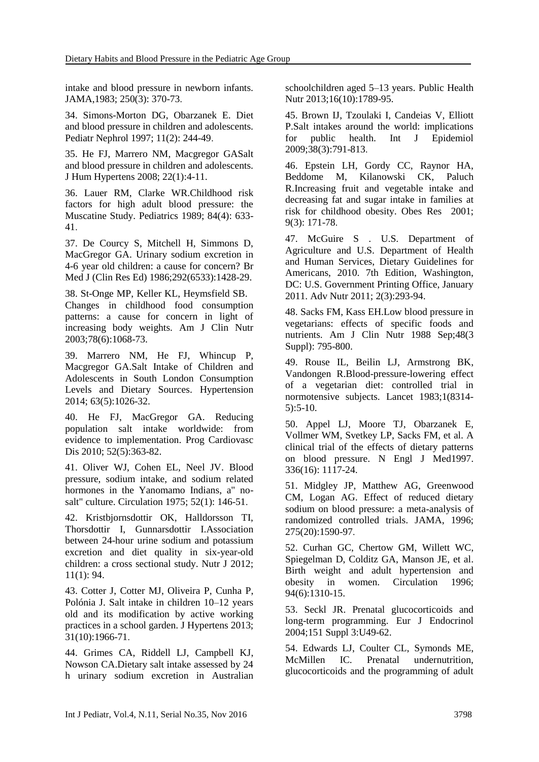intake and blood pressure in newborn infants. JAMA,1983; 250(3): 370-73.

34. Simons-Morton DG, Obarzanek E. Diet and blood pressure in children and adolescents. Pediatr Nephrol 1997; 11(2): 244-49.

35. He FJ, Marrero NM, Macgregor GASalt and blood pressure in children and adolescents. J Hum Hypertens 2008; 22(1):4-11.

36. Lauer RM, Clarke WR.Childhood risk factors for high adult blood pressure: the Muscatine Study. Pediatrics 1989; 84(4): 633-41.

37. De Courcy S, Mitchell H, Simmons D, MacGregor GA. Urinary sodium excretion in 4-6 year old children: a cause for concern? Br Med J (Clin Res Ed) 1986;292(6533):1428-29.

38. St-Onge MP, Keller KL, Heymsfield SB. Changes in childhood food consumption patterns: a cause for concern in light of increasing body weights. Am J Clin Nutr 2003;78(6):1068-73.

39. Marrero NM, He FJ, Whincup P, Macgregor GA.Salt Intake of Children and Adolescents in South London Consumption Levels and Dietary Sources. Hypertension 2014; 63(5):1026-32.

40. He FJ, MacGregor GA. Reducing population salt intake worldwide: from evidence to implementation. Prog Cardiovasc Dis 2010; 52(5):363-82.

41. Oliver WJ, Cohen EL, Neel JV. Blood pressure, sodium intake, and sodium related hormones in the Yanomamo Indians, a" no-salt" culture. Circulation 1975; 52(1): 146-51.

42. Kristbjornsdottir OK, Halldorsson TI, Thorsdottir I, Gunnarsdottir I.Association between 24-hour urine sodium and potassium excretion and diet quality in six-year-old children: a cross sectional study. Nutr J 2012; 11(1): 94.

43. Cotter J, Cotter MJ, Oliveira P, Cunha P, Polónia J. Salt intake in children 10–12 years old and its modification by active working practices in a school garden. J Hypertens 2013; 31(10):1966-71.

44. Grimes CA, Riddell LJ, Campbell KJ, Nowson CA.Dietary salt intake assessed by 24 h urinary sodium excretion in Australian schoolchildren aged 5–13 years. Public Health Nutr 2013;16(10):1789-95.

45. Brown IJ, Tzoulaki I, Candeias V, Elliott P.Salt intakes around the world: implications for public health. Int J Epidemiol 2009;38(3):791-813.

46. Epstein LH, Gordy CC, Raynor HA, Beddome M, Kilanowski CK, Paluch R.Increasing fruit and vegetable intake and decreasing fat and sugar intake in families at risk for childhood obesity. Obes Res 2001; 9(3): 171-78.

47. McGuire S . U.S. Department of Agriculture and U.S. Department of Health and Human Services, Dietary Guidelines for Americans, 2010. 7th Edition, Washington, DC: U.S. Government Printing Office, January 2011. Adv Nutr 2011; 2(3):293-94.

48. Sacks FM, Kass EH.Low blood pressure in vegetarians: effects of specific foods and nutrients. Am J Clin Nutr 1988 Sep;48(3 Suppl): 795-800.

49. Rouse IL, Beilin LJ, Armstrong BK, Vandongen R.Blood-pressure-lowering effect of a vegetarian diet: controlled trial in normotensive subjects. Lancet 1983;1(8314-5):5-10.

50. Appel LJ, Moore TJ, Obarzanek E, Vollmer WM, Svetkey LP, Sacks FM, et al. A clinical trial of the effects of dietary patterns on blood pressure. N Engl J Med1997. 336(16): 1117-24.

51. Midgley JP, Matthew AG, Greenwood CM, Logan AG. Effect of reduced dietary sodium on blood pressure: a meta-analysis of randomized controlled trials. JAMA, 1996; 275(20):1590-97.

52. Curhan GC, Chertow GM, Willett WC, Spiegelman D, Colditz GA, Manson JE, et al. Birth weight and adult hypertension and obesity in women. Circulation 1996; 94(6):1310-15.

53. Seckl JR. Prenatal glucocorticoids and long-term programming. Eur J Endocrinol 2004;151 Suppl 3:U49-62.

54. Edwards LJ, Coulter CL, Symonds ME, McMillen IC. Prenatal undernutrition, glucocorticoids and the programming of adult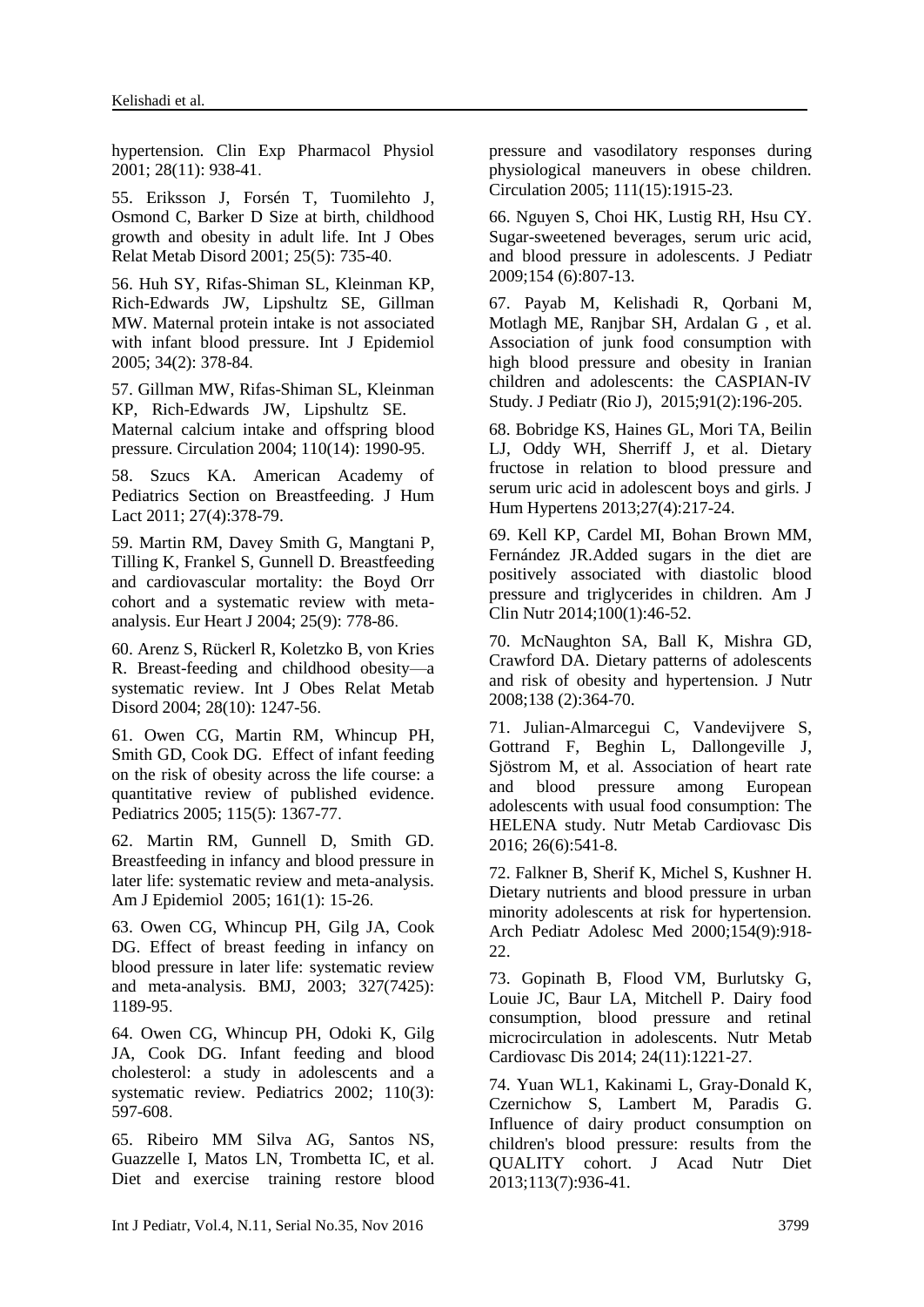hypertension. Clin Exp Pharmacol Physiol 2001; 28(11): 938-41.

55. Eriksson J, Forsén T, Tuomilehto J, Osmond C, Barker D Size at birth, childhood growth and obesity in adult life. Int J Obes Relat Metab Disord 2001; 25(5): 735-40.

56. Huh SY, Rifas-Shiman SL, Kleinman KP, Rich-Edwards JW, Lipshultz SE, Gillman MW. Maternal protein intake is not associated with infant blood pressure. Int J Epidemiol 2005; 34(2): 378-84.

57. Gillman MW, Rifas-Shiman SL, Kleinman KP, Rich-Edwards JW, Lipshultz SE. Maternal calcium intake and offspring blood pressure. Circulation 2004; 110(14): 1990-95.

58. Szucs KA. American Academy of Pediatrics Section on Breastfeeding. J Hum Lact 2011; 27(4):378-79.

59. Martin RM, Davey Smith G, Mangtani P, Tilling K, Frankel S, Gunnell D. Breastfeeding and cardiovascular mortality: the Boyd Orr cohort and a systematic review with meta-analysis. Eur Heart J 2004; 25(9): 778-86.

60. Arenz S, Rückerl R, Koletzko B, von Kries R. Breast-feeding and childhood obesity—a systematic review. Int J Obes Relat Metab Disord 2004; 28(10): 1247-56.

61. Owen CG, Martin RM, Whincup PH, Smith GD, Cook DG. Effect of infant feeding on the risk of obesity across the life course: a quantitative review of published evidence. Pediatrics 2005; 115(5): 1367-77.

62. Martin RM, Gunnell D, Smith GD. Breastfeeding in infancy and blood pressure in later life: systematic review and meta-analysis. Am J Epidemiol 2005; 161(1): 15-26.

63. Owen CG, Whincup PH, Gilg JA, Cook DG. Effect of breast feeding in infancy on blood pressure in later life: systematic review and meta-analysis. BMJ, 2003; 327(7425): 1189-95.

64. Owen CG, Whincup PH, Odoki K, Gilg JA, Cook DG. Infant feeding and blood cholesterol: a study in adolescents and a systematic review. Pediatrics 2002; 110(3): 597-608.

65. Ribeiro MM Silva AG, Santos NS, Guazzelle I, Matos LN, Trombetta IC, et al. Diet and exercise training restore blood pressure and vasodilatory responses during physiological maneuvers in obese children. Circulation 2005; 111(15):1915-23.

66. Nguyen S, Choi HK, Lustig RH, Hsu CY. Sugar-sweetened beverages, serum uric acid, and blood pressure in adolescents. J Pediatr 2009;154 (6):807-13.

67. Payab M, Kelishadi R, Qorbani M, Motlagh ME, Ranjbar SH, Ardalan G , et al. Association of junk food consumption with high blood pressure and obesity in Iranian children and adolescents: the CASPIAN-IV Study. J Pediatr (Rio J), 2015;91(2):196-205.

68. Bobridge KS, Haines GL, Mori TA, Beilin LJ, Oddy WH, Sherriff J, et al. Dietary fructose in relation to blood pressure and serum uric acid in adolescent boys and girls. J Hum Hypertens 2013;27(4):217-24.

69. Kell KP, Cardel MI, Bohan Brown MM, Fernández JR.Added sugars in the diet are positively associated with diastolic blood pressure and triglycerides in children. Am J Clin Nutr 2014;100(1):46-52.

70. McNaughton SA, Ball K, Mishra GD, Crawford DA. Dietary patterns of adolescents and risk of obesity and hypertension. J Nutr 2008;138 (2):364-70.

71. Julian-Almarcegui C, Vandevijvere S, Gottrand F, Beghin L, Dallongeville J, Sjöstrom M, et al. Association of heart rate and blood pressure among European adolescents with usual food consumption: The HELENA study. Nutr Metab Cardiovasc Dis 2016; 26(6):541-8.

72. Falkner B, Sherif K, Michel S, Kushner H. Dietary nutrients and blood pressure in urban minority adolescents at risk for hypertension. Arch Pediatr Adolesc Med 2000;154(9):918-22.

73. Gopinath B, Flood VM, Burlutsky G, Louie JC, Baur LA, Mitchell P. Dairy food consumption, blood pressure and retinal microcirculation in adolescents. Nutr Metab Cardiovasc Dis 2014; 24(11):1221-27.

74. Yuan WL1, Kakinami L, Gray-Donald K, Czernichow S, Lambert M, Paradis G. Influence of dairy product consumption on children's blood pressure: results from the QUALITY cohort. J Acad Nutr Diet 2013;113(7):936-41.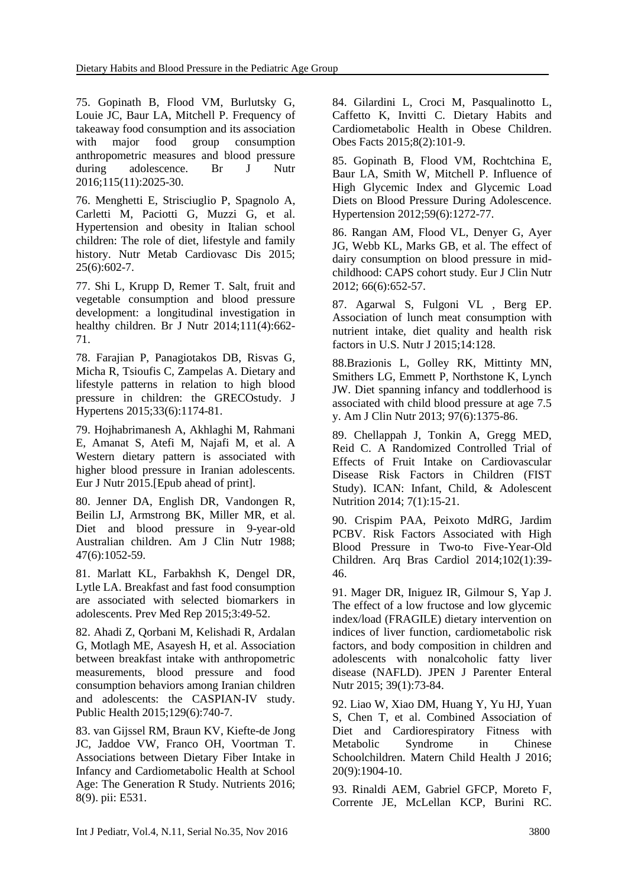75. Gopinath B, Flood VM, Burlutsky G, Louie JC, Baur LA, Mitchell P. Frequency of takeaway food consumption and its association with major food group consumption anthropometric measures and blood pressure during adolescence. Br J Nutr 2016;115(11):2025-30.

76. Menghetti E, Strisciuglio P, Spagnolo A, Carletti M, Paciotti G, Muzzi G, et al. Hypertension and obesity in Italian school children: The role of diet, lifestyle and family history. Nutr Metab Cardiovasc Dis 2015; 25(6):602-7.

77. Shi L, Krupp D, Remer T. Salt, fruit and vegetable consumption and blood pressure development: a longitudinal investigation in healthy children. Br J Nutr 2014;111(4):662-71.

78. Farajian P, Panagiotakos DB, Risvas G, Micha R, Tsioufis C, Zampelas A. Dietary and lifestyle patterns in relation to high blood pressure in children: the GRECOstudy. J Hypertens 2015;33(6):1174-81.

79. Hojhabrimanesh A, Akhlaghi M, Rahmani E, Amanat S, Atefi M, Najafi M, et al. A Western dietary pattern is associated with higher blood pressure in Iranian adolescents. Eur J Nutr 2015.[Epub ahead of print].

80. Jenner DA, English DR, Vandongen R, Beilin LJ, Armstrong BK, Miller MR, et al. Diet and blood pressure in 9-year-old Australian children. Am J Clin Nutr 1988; 47(6):1052-59.

81. Marlatt KL, Farbakhsh K, Dengel DR, Lytle LA. Breakfast and fast food consumption are associated with selected biomarkers in adolescents. Prev Med Rep 2015;3:49-52.

82. Ahadi Z, Qorbani M, Kelishadi R, Ardalan G, Motlagh ME, Asayesh H, et al. Association between breakfast intake with anthropometric measurements, blood pressure and food consumption behaviors among Iranian children and adolescents: the CASPIAN-IV study. Public Health 2015;129(6):740-7.

83. van Gijssel RM, Braun KV, Kiefte-de Jong JC, Jaddoe VW, Franco OH, Voortman T. Associations between Dietary Fiber Intake in Infancy and Cardiometabolic Health at School Age: The Generation R Study. Nutrients 2016; 8(9). pii: E531.

84. Gilardini L, Croci M, Pasqualinotto L, Caffetto K, Invitti C. Dietary Habits and Cardiometabolic Health in Obese Children. Obes Facts 2015;8(2):101-9.

85. Gopinath B, Flood VM, Rochtchina E, Baur LA, Smith W, Mitchell P. Influence of High Glycemic Index and Glycemic Load Diets on Blood Pressure During Adolescence. Hypertension 2012;59(6):1272-77.

86. Rangan AM, Flood VL, Denyer G, Ayer JG, Webb KL, Marks GB, et al. The effect of dairy consumption on blood pressure in mid-childhood: CAPS cohort study. Eur J Clin Nutr 2012; 66(6):652-57.

87. Agarwal S, Fulgoni VL , Berg EP. Association of lunch meat consumption with nutrient intake, diet quality and health risk factors in U.S. Nutr J 2015;14:128.

88.Brazionis L, Golley RK, Mittinty MN, Smithers LG, Emmett P, Northstone K, Lynch JW. Diet spanning infancy and toddlerhood is associated with child blood pressure at age 7.5 y. Am J Clin Nutr 2013; 97(6):1375-86.

89. Chellappah J, Tonkin A, Gregg MED, Reid C. A Randomized Controlled Trial of Effects of Fruit Intake on Cardiovascular Disease Risk Factors in Children (FIST Study). ICAN: Infant, Child, & Adolescent Nutrition 2014; 7(1):15-21.

90. Crispim PAA, Peixoto MdRG, Jardim PCBV. Risk Factors Associated with High Blood Pressure in Two-to Five-Year-Old Children. Arq Bras Cardiol 2014;102(1):39-46.

91. Mager DR, Iniguez IR, Gilmour S, Yap J. The effect of a low fructose and low glycemic index/load (FRAGILE) dietary intervention on indices of liver function, cardiometabolic risk factors, and body composition in children and adolescents with nonalcoholic fatty liver disease (NAFLD). JPEN J Parenter Enteral Nutr 2015; 39(1):73-84.

92. Liao W, Xiao DM, Huang Y, Yu HJ, Yuan S, Chen T, et al. Combined Association of Diet and Cardiorespiratory Fitness with Metabolic Syndrome in Chinese Schoolchildren. Matern Child Health J 2016; 20(9):1904-10.

93. Rinaldi AEM, Gabriel GFCP, Moreto F, Corrente JE, McLellan KCP, Burini RC.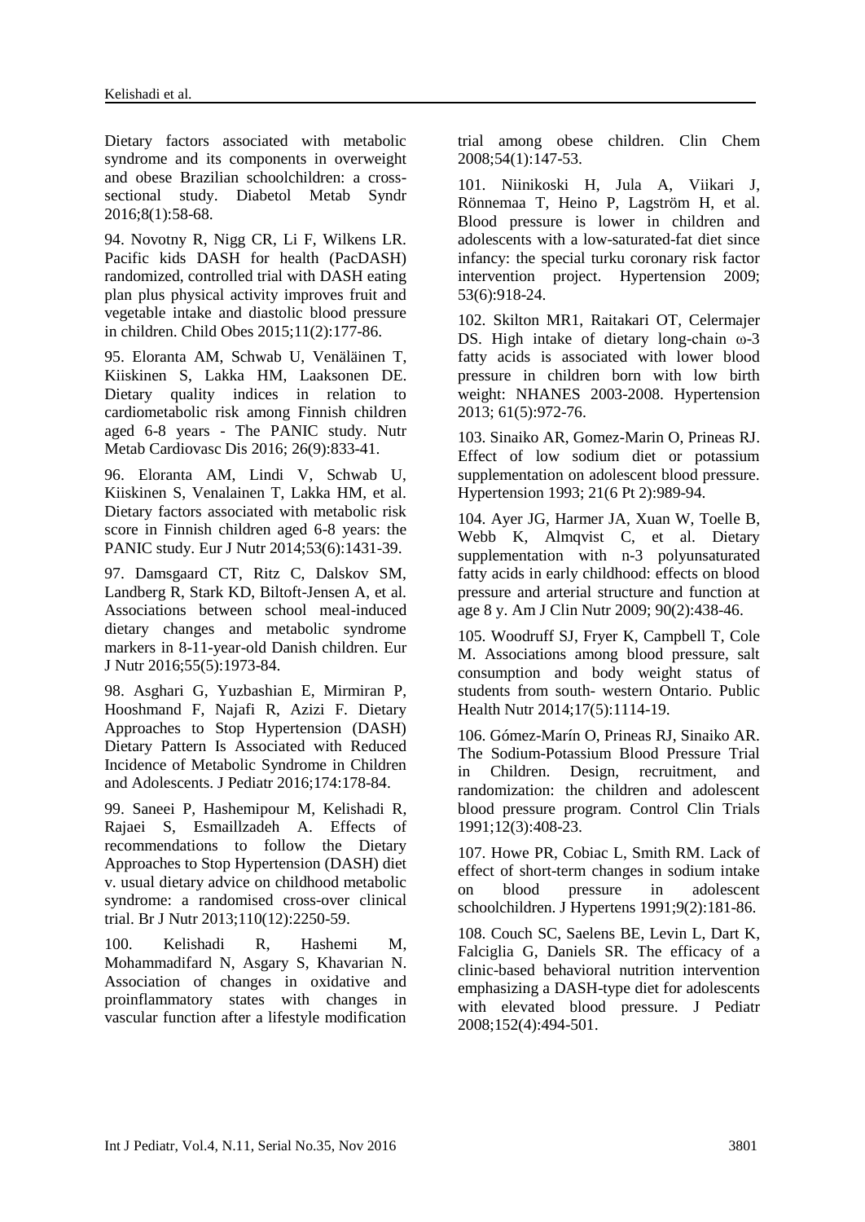Dietary factors associated with metabolic syndrome and its components in overweight and obese Brazilian schoolchildren: a cross-sectional study. Diabetol Metab Syndr 2016;8(1):58-68.

94. Novotny R, Nigg CR, Li F, Wilkens LR. Pacific kids DASH for health (PacDASH) randomized, controlled trial with DASH eating plan plus physical activity improves fruit and vegetable intake and diastolic blood pressure in children. Child Obes 2015;11(2):177-86.

95. Eloranta AM, Schwab U, Venäläinen T, Kiiskinen S, Lakka HM, Laaksonen DE. Dietary quality indices in relation to cardiometabolic risk among Finnish children aged 6-8 years - The PANIC study. Nutr Metab Cardiovasc Dis 2016; 26(9):833-41.

96. Eloranta AM, Lindi V, Schwab U, Kiiskinen S, Venalainen T, Lakka HM, et al. Dietary factors associated with metabolic risk score in Finnish children aged 6-8 years: the PANIC study. Eur J Nutr 2014;53(6):1431-39.

97. Damsgaard CT, Ritz C, Dalskov SM, Landberg R, Stark KD, Biltoft-Jensen A, et al. Associations between school meal-induced dietary changes and metabolic syndrome markers in 8-11-year-old Danish children. Eur J Nutr 2016;55(5):1973-84.

98. Asghari G, Yuzbashian E, Mirmiran P, Hooshmand F, Najafi R, Azizi F. Dietary Approaches to Stop Hypertension (DASH) Dietary Pattern Is Associated with Reduced Incidence of Metabolic Syndrome in Children and Adolescents. J Pediatr 2016;174:178-84.

99. Saneei P, Hashemipour M, Kelishadi R, Rajaei S, Esmaillzadeh A. Effects of recommendations to follow the Dietary Approaches to Stop Hypertension (DASH) diet v. usual dietary advice on childhood metabolic syndrome: a randomised cross-over clinical trial. Br J Nutr 2013;110(12):2250-59.

100. Kelishadi R, Hashemi M, Mohammadifard N, Asgary S, Khavarian N. Association of changes in oxidative and proinflammatory states with changes in vascular function after a lifestyle modification trial among obese children. Clin Chem 2008;54(1):147-53.

101. Niinikoski H, Jula A, Viikari J, Rönnemaa T, Heino P, Lagström H, et al. Blood pressure is lower in children and adolescents with a low-saturated-fat diet since infancy: the special turku coronary risk factor intervention project. Hypertension 2009; 53(6):918-24.

102. Skilton MR1, Raitakari OT, Celermajer DS. High intake of dietary long-chain ω-3 fatty acids is associated with lower blood pressure in children born with low birth weight: NHANES 2003-2008. Hypertension 2013; 61(5):972-76.

103. Sinaiko AR, Gomez-Marin O, Prineas RJ. Effect of low sodium diet or potassium supplementation on adolescent blood pressure. Hypertension 1993; 21(6 Pt 2):989-94.

104. Ayer JG, Harmer JA, Xuan W, Toelle B, Webb K, Almqvist C, et al. Dietary supplementation with n-3 polyunsaturated fatty acids in early childhood: effects on blood pressure and arterial structure and function at age 8 y. Am J Clin Nutr 2009; 90(2):438-46.

105. Woodruff SJ, Fryer K, Campbell T, Cole M. Associations among blood pressure, salt consumption and body weight status of students from south- western Ontario. Public Health Nutr 2014;17(5):1114-19.

106. Gómez-Marín O, Prineas RJ, Sinaiko AR. The Sodium-Potassium Blood Pressure Trial in Children. Design, recruitment, and randomization: the children and adolescent blood pressure program. Control Clin Trials 1991;12(3):408-23.

107. Howe PR, Cobiac L, Smith RM. Lack of effect of short-term changes in sodium intake on blood pressure in adolescent schoolchildren. J Hypertens 1991;9(2):181-86.

108. Couch SC, Saelens BE, Levin L, Dart K, Falciglia G, Daniels SR. The efficacy of a clinic-based behavioral nutrition intervention emphasizing a DASH-type diet for adolescents with elevated blood pressure. J Pediatr 2008;152(4):494-501.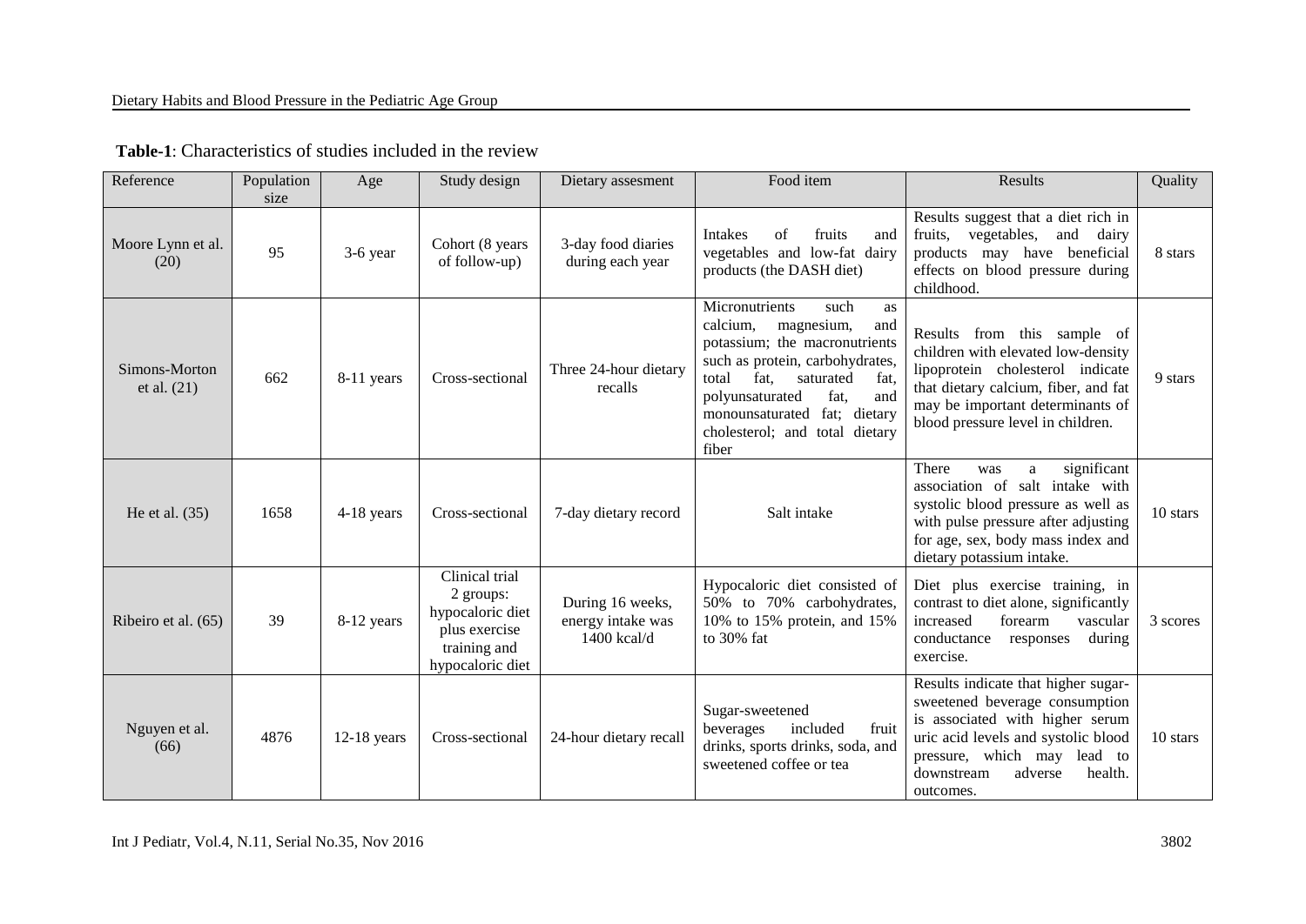**Table-1**: Characteristics of studies included in the review

| Reference | Population size | Age | Study design | Dietary assesment | Food item | Results | Quality |
|---|---|---|---|---|---|---|---|
| Moore Lynn et al. (20) | 95 | 3-6 year | Cohort (8 years of follow-up) | 3-day food diaries during each year | Intakes of fruits and vegetables and low-fat dairy products (the DASH diet) | Results suggest that a diet rich in fruits, vegetables, and dairy products may have beneficial effects on blood pressure during childhood. | 8 stars |
| Simons-Morton et al. (21) | 662 | 8-11 years | Cross-sectional | Three 24-hour dietary recalls | Micronutrients such as calcium, magnesium, and potassium; the macronutrients such as protein, carbohydrates, total fat, saturated fat, polyunsaturated fat, and monounsaturated fat; dietary cholesterol; and total dietary fiber | Results from this sample of children with elevated low-density lipoprotein cholesterol indicate that dietary calcium, fiber, and fat may be important determinants of blood pressure level in children. | 9 stars |
| He et al. (35) | 1658 | 4-18 years | Cross-sectional | 7-day dietary record | Salt intake | There was a significant association of salt intake with systolic blood pressure as well as with pulse pressure after adjusting for age, sex, body mass index and dietary potassium intake. | 10 stars |
| Ribeiro et al. (65) | 39 | 8-12 years | Clinical trial 2 groups: hypocaloric diet plus exercise training and hypocaloric diet | During 16 weeks, energy intake was 1400 kcal/d | Hypocaloric diet consisted of 50% to 70% carbohydrates, 10% to 15% protein, and 15% to 30% fat | Diet plus exercise training, in contrast to diet alone, significantly increased forearm vascular conductance responses during exercise. | 3 scores |
| Nguyen et al. (66) | 4876 | 12-18 years | Cross-sectional | 24-hour dietary recall | Sugar-sweetened beverages included fruit drinks, sports drinks, soda, and sweetened coffee or tea | Results indicate that higher sugar-sweetened beverage consumption is associated with higher serum uric acid levels and systolic blood pressure, which may lead to downstream adverse health. outcomes. | 10 stars |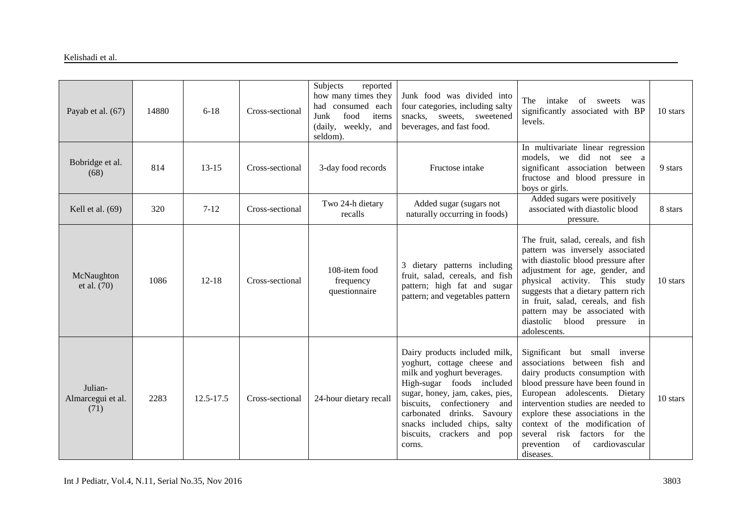| Payab et al. (67) | 14880 | 6-18 | Cross-sectional | Subjects reported how many times they had consumed each Junk food items (daily, weekly, and seldom). | Junk food was divided into four categories, including salty snacks, sweets, sweetened beverages, and fast food. | The intake of sweets was significantly associated with BP levels. | 10 stars |
|---|---|---|---|---|---|---|---|
| Bobridge et al. (68) | 814 | 13-15 | Cross-sectional | 3-day food records | Fructose intake | In multivariate linear regression models, we did not see a significant association between fructose and blood pressure in boys or girls. | 9 stars |
| Kell et al. (69) | 320 | 7-12 | Cross-sectional | Two 24-h dietary recalls | Added sugar (sugars not naturally occurring in foods) | Added sugars were positively associated with diastolic blood pressure. | 8 stars |
| McNaughton et al. (70) | 1086 | 12-18 | Cross-sectional | 108-item food frequency questionnaire | 3 dietary patterns including fruit, salad, cereals, and fish pattern; high fat and sugar pattern; and vegetables pattern | The fruit, salad, cereals, and fish pattern was inversely associated with diastolic blood pressure after adjustment for age, gender, and physical activity. This study suggests that a dietary pattern rich in fruit, salad, cereals, and fish pattern may be associated with diastolic blood pressure in adolescents. | 10 stars |
| Julian-Almarcegui et al. (71) | 2283 | 12.5-17.5 | Cross-sectional | 24-hour dietary recall | Dairy products included milk, yoghurt, cottage cheese and milk and yoghurt beverages. High-sugar foods included sugar, honey, jam, cakes, pies, biscuits, confectionery and carbonated drinks. Savoury snacks included chips, salty biscuits, crackers and pop corns. | Significant but small inverse associations between fish and dairy products consumption with blood pressure have been found in European adolescents. Dietary intervention studies are needed to explore these associations in the context of the modification of several risk factors for the prevention of cardiovascular diseases. | 10 stars |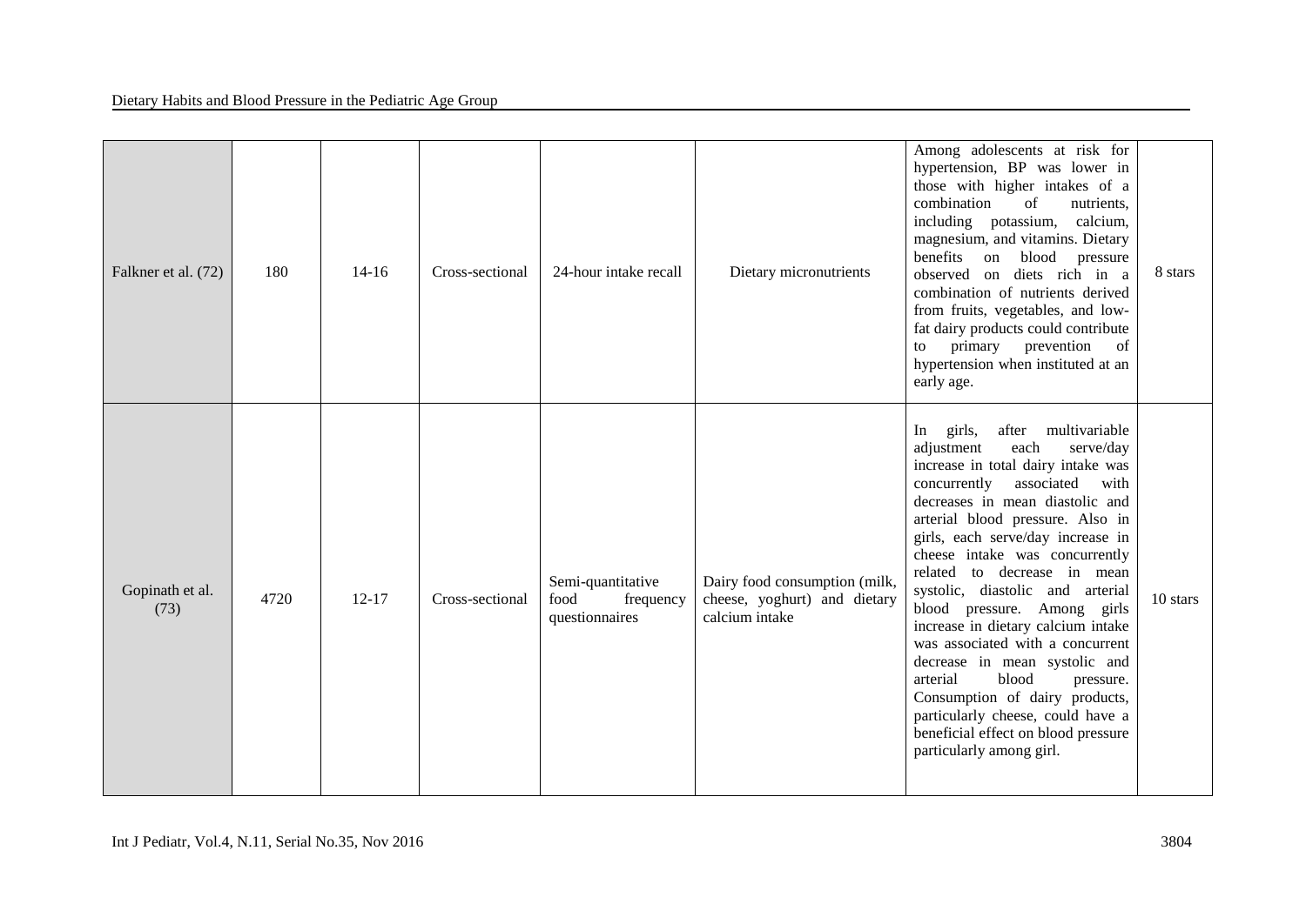| Falkner et al. (72) | 180 | 14-16 | Cross-sectional | 24-hour intake recall | Dietary micronutrients | Among adolescents at risk for hypertension, BP was lower in those with higher intakes of a combination of nutrients, including potassium, calcium, magnesium, and vitamins. Dietary benefits on blood pressure observed on diets rich in a combination of nutrients derived from fruits, vegetables, and low-fat dairy products could contribute to primary prevention of hypertension when instituted at an early age. | 8 stars |
|---|---|---|---|---|---|---|---|
| Gopinath et al. (73) | 4720 | 12-17 | Cross-sectional | Semi-quantitative food frequency questionnaires | Dairy food consumption (milk, cheese, yoghurt) and dietary calcium intake | In girls, after multivariable adjustment each serve/day increase in total dairy intake was concurrently associated with decreases in mean diastolic and arterial blood pressure. Also in girls, each serve/day increase in cheese intake was concurrently related to decrease in mean systolic, diastolic and arterial blood pressure. Among girls increase in dietary calcium intake was associated with a concurrent decrease in mean systolic and arterial blood pressure. Consumption of dairy products, particularly cheese, could have a beneficial effect on blood pressure particularly among girl. | 10 stars |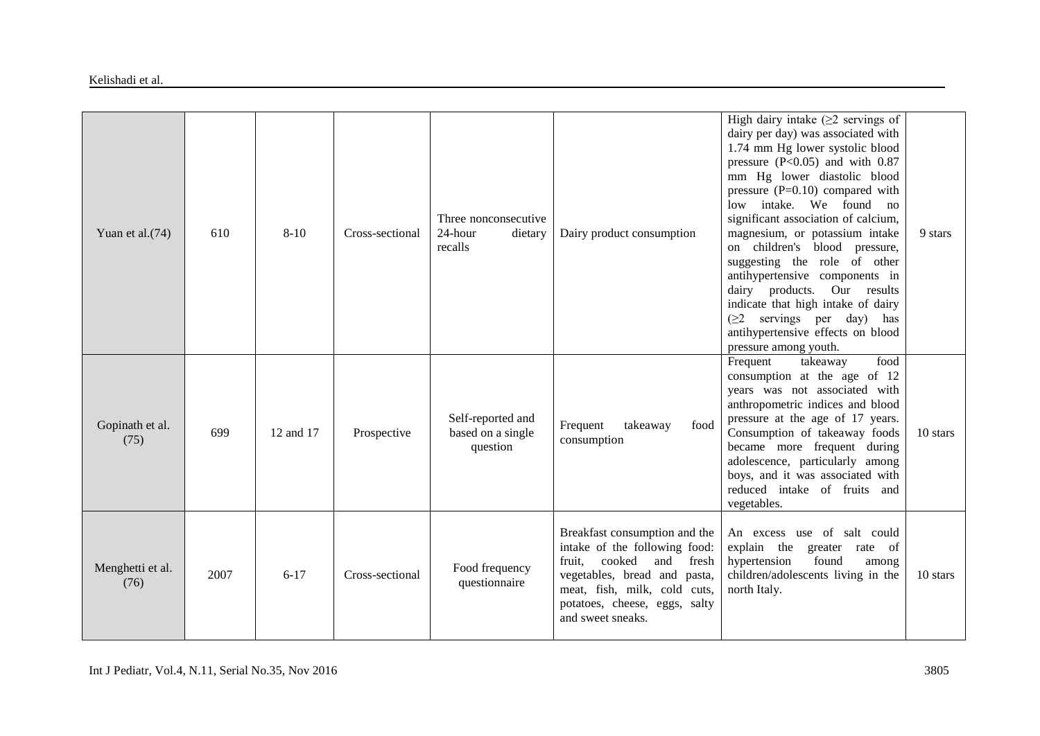| Yuan et al.(74) | 610 | 8-10 | Cross-sectional | Three nonconsecutive 24-hour dietary recalls | Dairy product consumption | High dairy intake (≥2 servings of dairy per day) was associated with 1.74 mm Hg lower systolic blood pressure (P<0.05) and with 0.87 mm Hg lower diastolic blood pressure (P=0.10) compared with low intake. We found no significant association of calcium, magnesium, or potassium intake on children's blood pressure, suggesting the role of other antihypertensive components in dairy products. Our results indicate that high intake of dairy (≥2 servings per day) has antihypertensive effects on blood pressure among youth. | 9 stars |
|---|---|---|---|---|---|---|---|
| Gopinath et al. (75) | 699 | 12 and 17 | Prospective | Self-reported and based on a single question | Frequent takeaway food consumption | Frequent takeaway food consumption at the age of 12 years was not associated with anthropometric indices and blood pressure at the age of 17 years. Consumption of takeaway foods became more frequent during adolescence, particularly among boys, and it was associated with reduced intake of fruits and vegetables. | 10 stars |
| Menghetti et al. (76) | 2007 | 6-17 | Cross-sectional | Food frequency questionnaire | Breakfast consumption and the intake of the following food: fruit, cooked and fresh vegetables, bread and pasta, meat, fish, milk, cold cuts, potatoes, cheese, eggs, salty and sweet sneaks. | An excess use of salt could explain the greater rate of hypertension found among children/adolescents living in the north Italy. | 10 stars |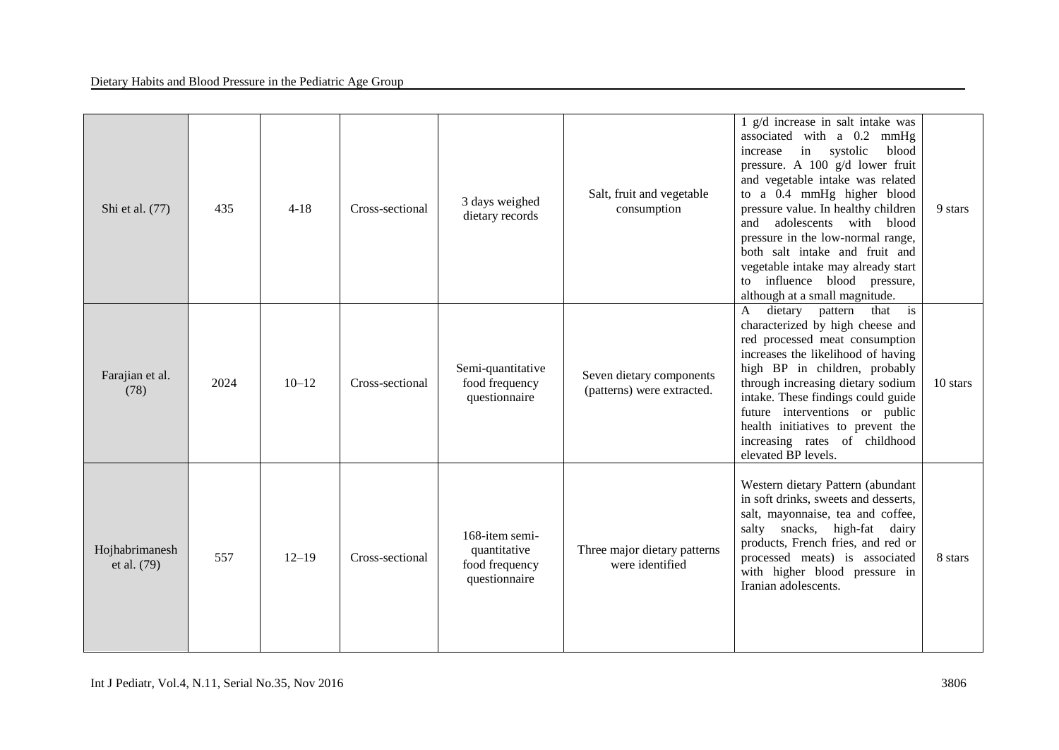| Shi et al. (77) | 435 | 4-18 | Cross-sectional | 3 days weighed dietary records | Salt, fruit and vegetable consumption | 1 g/d increase in salt intake was associated with a 0.2 mmHg increase in systolic blood pressure. A 100 g/d lower fruit and vegetable intake was related to a 0.4 mmHg higher blood pressure value. In healthy children and adolescents with blood pressure in the low-normal range, both salt intake and fruit and vegetable intake may already start to influence blood pressure, although at a small magnitude. | 9 stars |
|---|---|---|---|---|---|---|---|
| Farajian et al. (78) | 2024 | 10–12 | Cross-sectional | Semi-quantitative food frequency questionnaire | Seven dietary components (patterns) were extracted. | A dietary pattern that is characterized by high cheese and red processed meat consumption increases the likelihood of having high BP in children, probably through increasing dietary sodium intake. These findings could guide future interventions or public health initiatives to prevent the increasing rates of childhood elevated BP levels. | 10 stars |
| Hojhabrimanesh et al. (79) | 557 | 12–19 | Cross-sectional | 168-item semi-quantitative food frequency questionnaire | Three major dietary patterns were identified | Western dietary Pattern (abundant in soft drinks, sweets and desserts, salt, mayonnaise, tea and coffee, salty snacks, high-fat dairy products, French fries, and red or processed meats) is associated with higher blood pressure in Iranian adolescents. | 8 stars |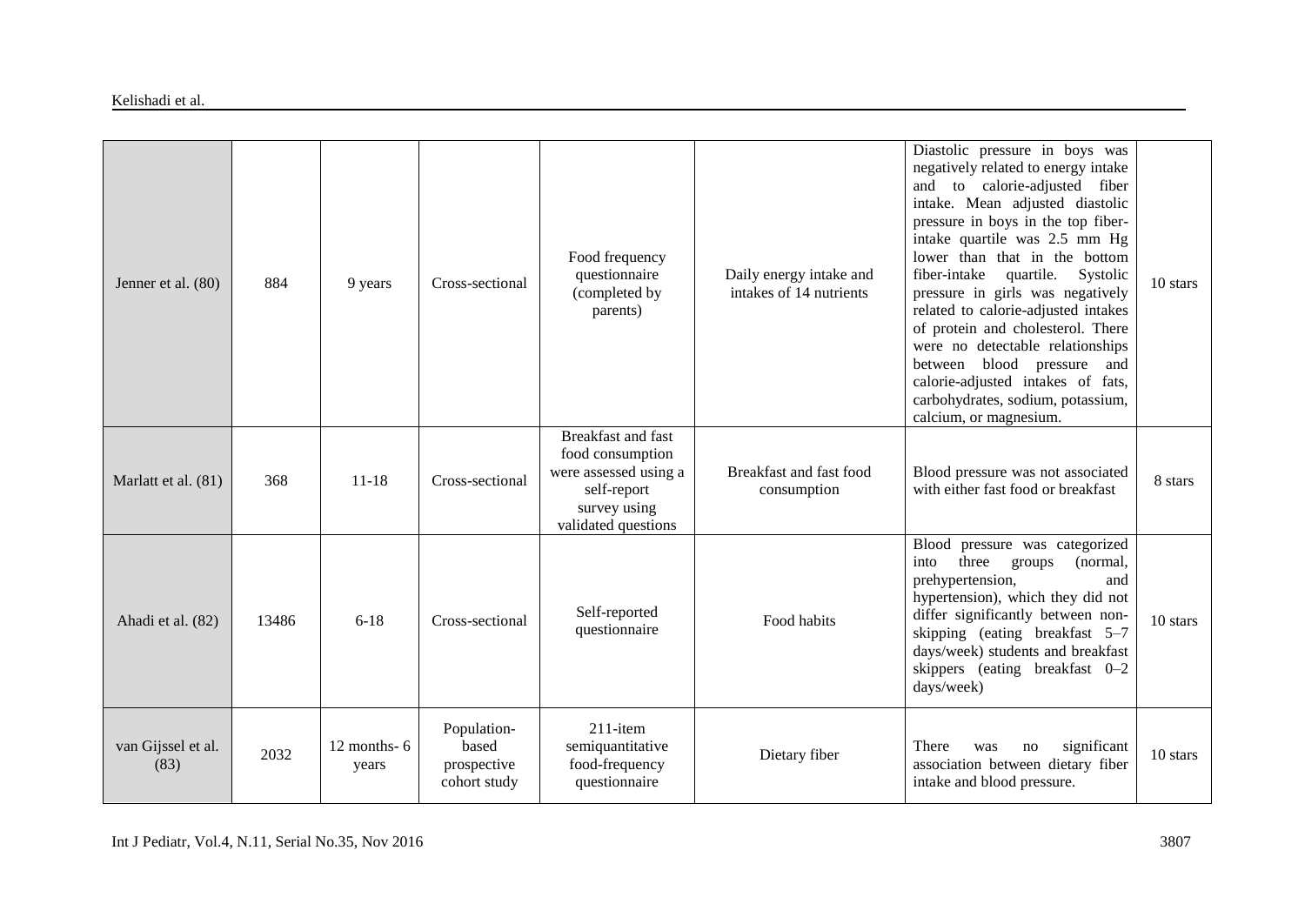| | | | | | | | |
|---|---|---|---|---|---|---|---|
| Jenner et al. (80) | 884 | 9 years | Cross-sectional | Food frequency questionnaire (completed by parents) | Daily energy intake and intakes of 14 nutrients | Diastolic pressure in boys was negatively related to energy intake and to calorie-adjusted fiber intake. Mean adjusted diastolic pressure in boys in the top fiber-intake quartile was 2.5 mm Hg lower than that in the bottom fiber-intake quartile. Systolic pressure in girls was negatively related to calorie-adjusted intakes of protein and cholesterol. There were no detectable relationships between blood pressure and calorie-adjusted intakes of fats, carbohydrates, sodium, potassium, calcium, or magnesium. | 10 stars |
| Marlatt et al. (81) | 368 | 11-18 | Cross-sectional | Breakfast and fast food consumption were assessed using a self-report survey using validated questions | Breakfast and fast food consumption | Blood pressure was not associated with either fast food or breakfast | 8 stars |
| Ahadi et al. (82) | 13486 | 6-18 | Cross-sectional | Self-reported questionnaire | Food habits | Blood pressure was categorized into three groups (normal, prehypertension, and hypertension), which they did not differ significantly between non-skipping (eating breakfast 5–7 days/week) students and breakfast skippers (eating breakfast 0–2 days/week) | 10 stars |
| van Gijssel et al. (83) | 2032 | 12 months- 6 years | Population-based prospective cohort study | 211-item semiquantitative food-frequency questionnaire | Dietary fiber | There was no significant association between dietary fiber intake and blood pressure. | 10 stars |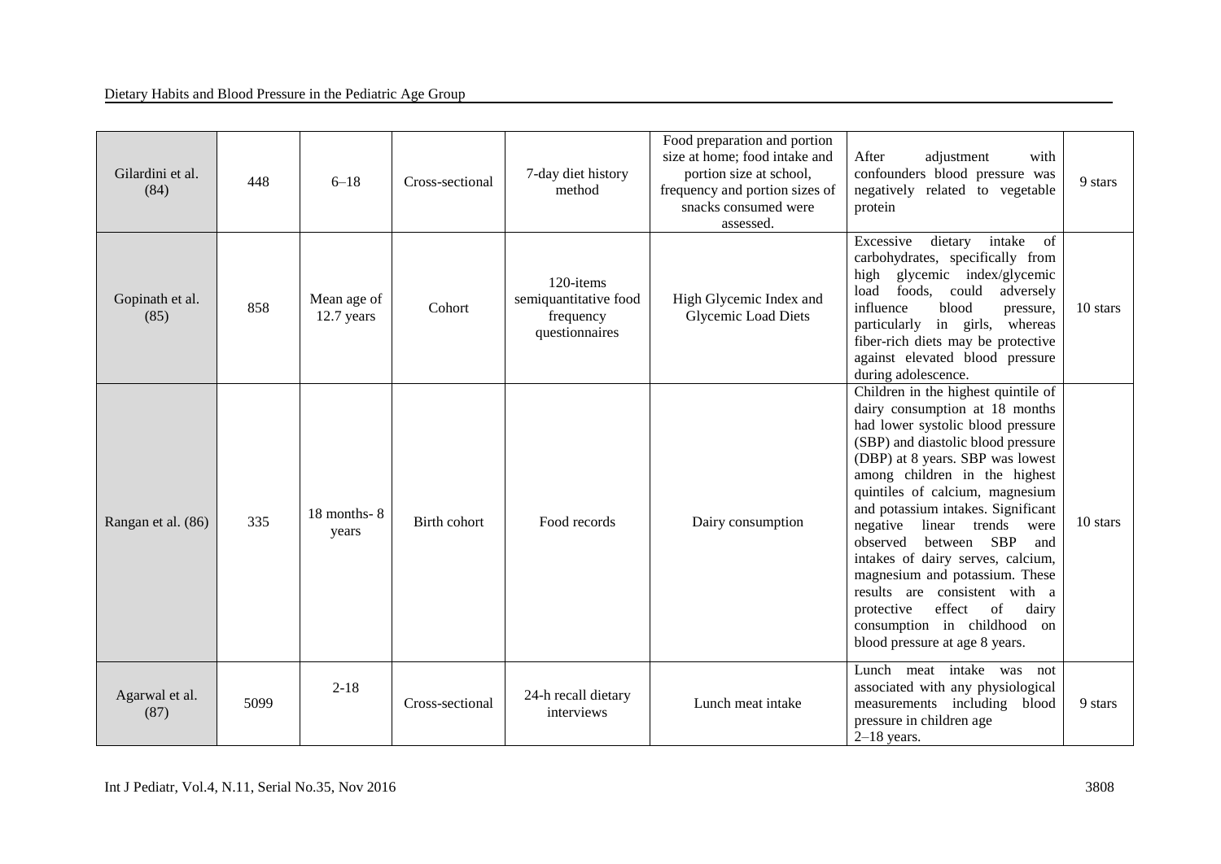| Gilardini et al. (84) | 448 | 6–18 | Cross-sectional | 7-day diet history method | Food preparation and portion size at home; food intake and portion size at school, frequency and portion sizes of snacks consumed were assessed. | After adjustment with confounders blood pressure was negatively related to vegetable protein | 9 stars |
|---|---|---|---|---|---|---|---|
| Gopinath et al. (85) | 858 | Mean age of 12.7 years | Cohort | 120-items semiquantitative food frequency questionnaires | High Glycemic Index and Glycemic Load Diets | Excessive dietary intake of carbohydrates, specifically from high glycemic index/glycemic load foods, could adversely influence blood pressure, particularly in girls, whereas fiber-rich diets may be protective against elevated blood pressure during adolescence. | 10 stars |
| Rangan et al. (86) | 335 | 18 months- 8 years | Birth cohort | Food records | Dairy consumption | Children in the highest quintile of dairy consumption at 18 months had lower systolic blood pressure (SBP) and diastolic blood pressure (DBP) at 8 years. SBP was lowest among children in the highest quintiles of calcium, magnesium and potassium intakes. Significant negative linear trends were observed between SBP and intakes of dairy serves, calcium, magnesium and potassium. These results are consistent with a protective effect of dairy consumption in childhood on blood pressure at age 8 years. | 10 stars |
| Agarwal et al. (87) | 5099 | 2-18 | Cross-sectional | 24-h recall dietary interviews | Lunch meat intake | Lunch meat intake was not associated with any physiological measurements including blood pressure in children age 2–18 years. | 9 stars |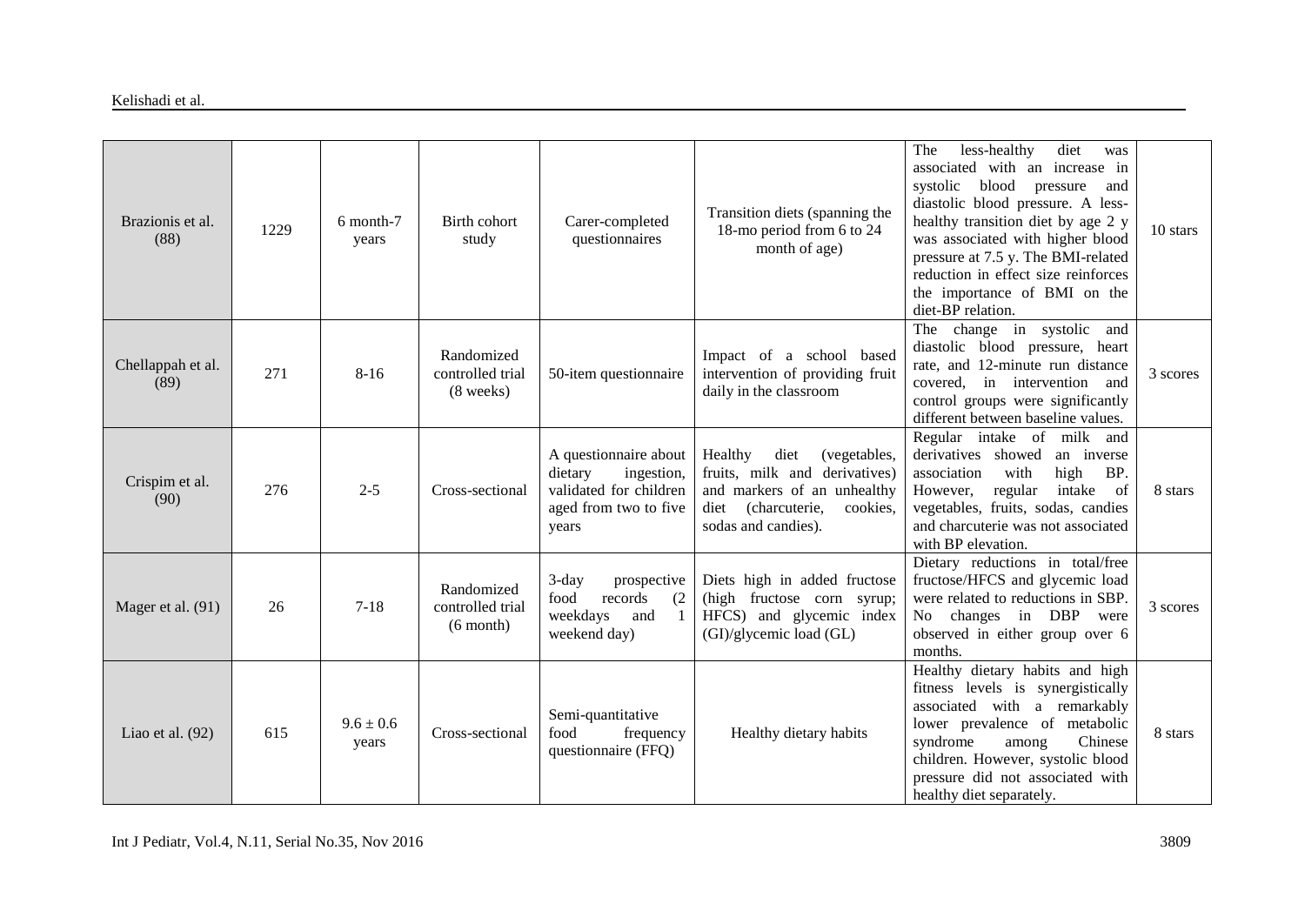| Brazionis et al. (88) | 1229 | 6 month-7 years | Birth cohort study | Carer-completed questionnaires | Transition diets (spanning the 18-mo period from 6 to 24 month of age) | The less-healthy diet was associated with an increase in systolic blood pressure and diastolic blood pressure. A less-healthy transition diet by age 2 y was associated with higher blood pressure at 7.5 y. The BMI-related reduction in effect size reinforces the importance of BMI on the diet-BP relation. | 10 stars |
|---|---|---|---|---|---|---|---|
| Chellappah et al. (89) | 271 | 8-16 | Randomized controlled trial (8 weeks) | 50-item questionnaire | Impact of a school based intervention of providing fruit daily in the classroom | The change in systolic and diastolic blood pressure, heart rate, and 12-minute run distance covered, in intervention and control groups were significantly different between baseline values. | 3 scores |
| Crispim et al. (90) | 276 | 2-5 | Cross-sectional | A questionnaire about dietary ingestion, validated for children aged from two to five years | Healthy diet (vegetables, fruits, milk and derivatives) and markers of an unhealthy diet (charcuterie, cookies, sodas and candies). | Regular intake of milk and derivatives showed an inverse association with high BP. However, regular intake of vegetables, fruits, sodas, candies and charcuterie was not associated with BP elevation. | 8 stars |
| Mager et al. (91) | 26 | 7-18 | Randomized controlled trial (6 month) | 3-day prospective food records (2 weekdays and 1 weekend day) | Diets high in added fructose (high fructose corn syrup; HFCS) and glycemic index (GI)/glycemic load (GL) | Dietary reductions in total/free fructose/HFCS and glycemic load were related to reductions in SBP. No changes in DBP were observed in either group over 6 months. | 3 scores |
| Liao et al. (92) | 615 | 9.6 ± 0.6 years | Cross-sectional | Semi-quantitative food frequency questionnaire (FFQ) | Healthy dietary habits | Healthy dietary habits and high fitness levels is synergistically associated with a remarkably lower prevalence of metabolic syndrome among Chinese children. However, systolic blood pressure did not associated with healthy diet separately. | 8 stars |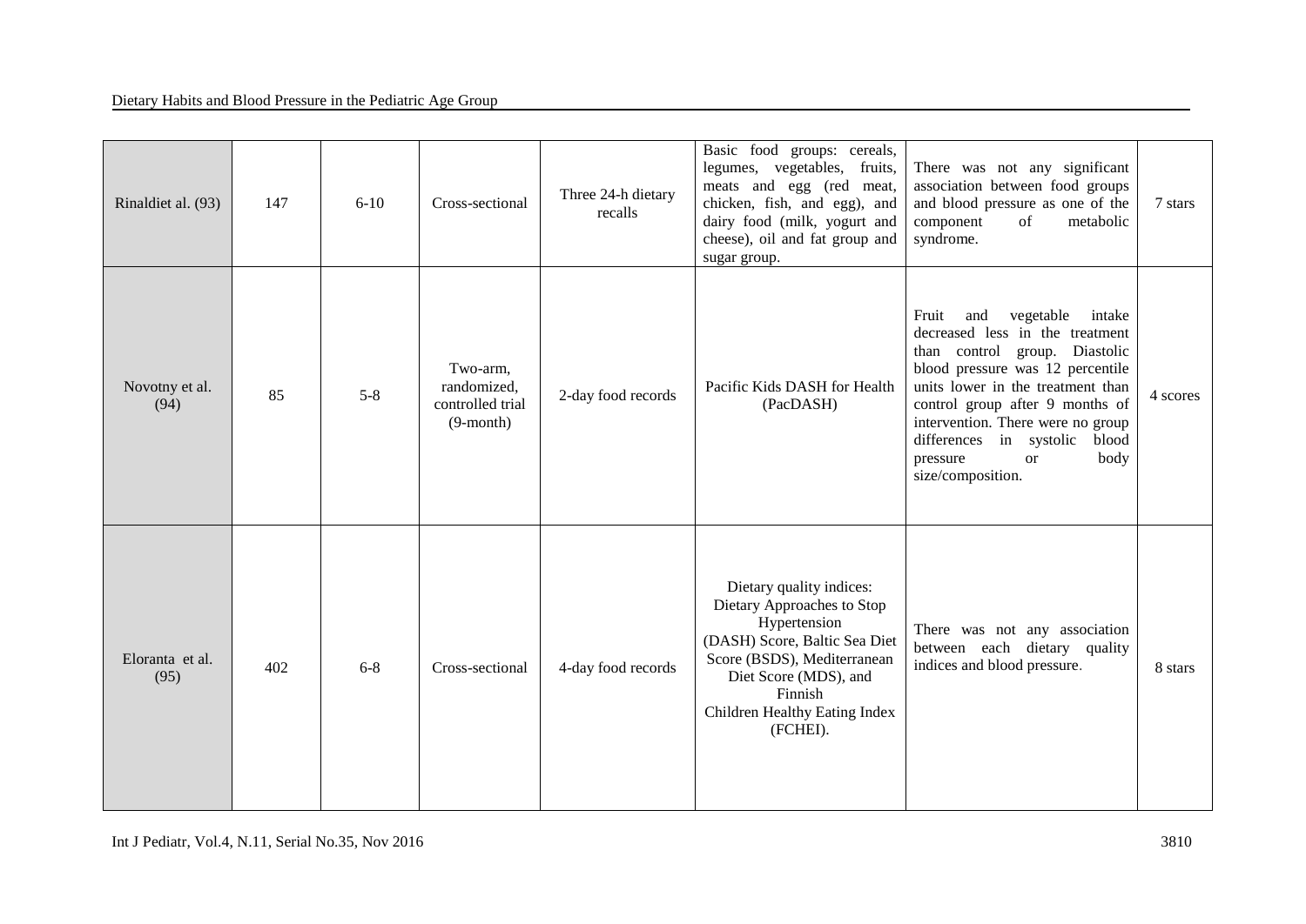| Rinaldiet al. (93) | 147 | 6-10 | Cross-sectional | Three 24-h dietary recalls | Basic food groups: cereals, legumes, vegetables, fruits, meats and egg (red meat, chicken, fish, and egg), and dairy food (milk, yogurt and cheese), oil and fat group and sugar group. | There was not any significant association between food groups and blood pressure as one of the component of metabolic syndrome. | 7 stars |
|---|---|---|---|---|---|---|---|
| Novotny et al. (94) | 85 | 5-8 | Two-arm, randomized, controlled trial (9-month) | 2-day food records | Pacific Kids DASH for Health (PacDASH) | Fruit and vegetable intake decreased less in the treatment than control group. Diastolic blood pressure was 12 percentile units lower in the treatment than control group after 9 months of intervention. There were no group differences in systolic blood pressure or body size/composition. | 4 scores |
| Eloranta et al. (95) | 402 | 6-8 | Cross-sectional | 4-day food records | Dietary quality indices: Dietary Approaches to Stop Hypertension (DASH) Score, Baltic Sea Diet Score (BSDS), Mediterranean Diet Score (MDS), and Finnish Children Healthy Eating Index (FCHEI). | There was not any association between each dietary quality indices and blood pressure. | 8 stars |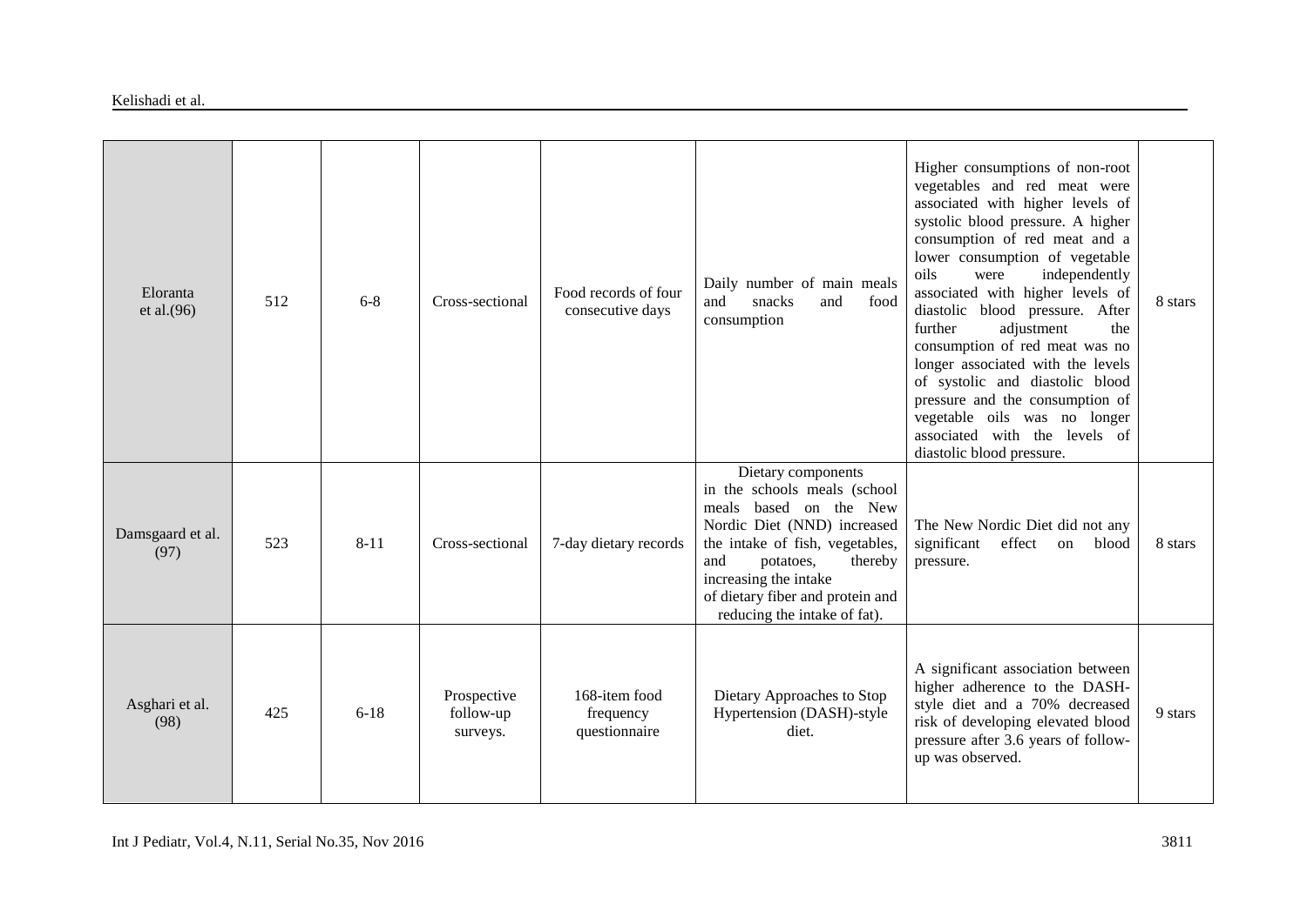| | | | | | | | |
|---|---|---|---|---|---|---|---|
| Eloranta et al.(96) | 512 | 6-8 | Cross-sectional | Food records of four consecutive days | Daily number of main meals and snacks and food consumption | Higher consumptions of non-root vegetables and red meat were associated with higher levels of systolic blood pressure. A higher consumption of red meat and a lower consumption of vegetable oils were independently associated with higher levels of diastolic blood pressure. After further adjustment the consumption of red meat was no longer associated with the levels of systolic and diastolic blood pressure and the consumption of vegetable oils was no longer associated with the levels of diastolic blood pressure. | 8 stars |
| Damsgaard et al. (97) | 523 | 8-11 | Cross-sectional | 7-day dietary records | Dietary components in the schools meals (school meals based on the New Nordic Diet (NND) increased the intake of fish, vegetables, and potatoes, thereby increasing the intake of dietary fiber and protein and reducing the intake of fat). | The New Nordic Diet did not any significant effect on blood pressure. | 8 stars |
| Asghari et al. (98) | 425 | 6-18 | Prospective follow-up surveys. | 168-item food frequency questionnaire | Dietary Approaches to Stop Hypertension (DASH)-style diet. | A significant association between higher adherence to the DASH-style diet and a 70% decreased risk of developing elevated blood pressure after 3.6 years of follow-up was observed. | 9 stars |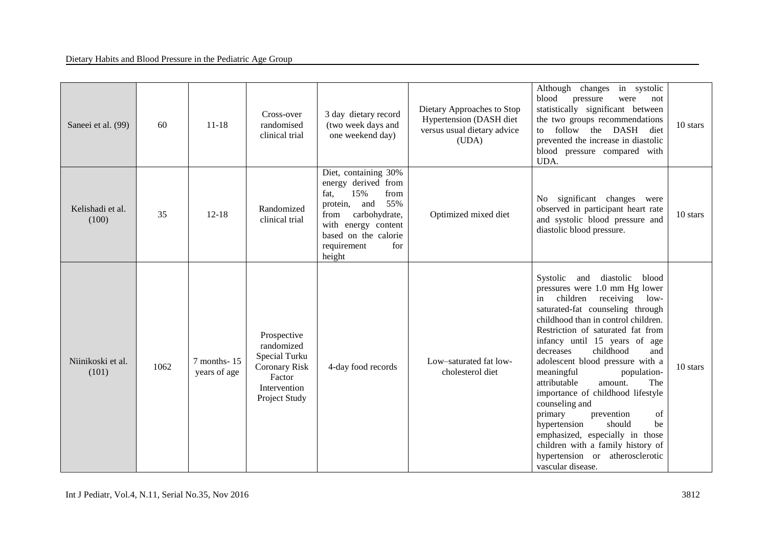| Saneei et al. (99) | 60 | 11-18 | Cross-over randomised clinical trial | 3 day dietary record (two week days and one weekend day) | Dietary Approaches to Stop Hypertension (DASH diet versus usual dietary advice (UDA) | Although changes in systolic blood pressure were not statistically significant between the two groups recommendations to follow the DASH diet prevented the increase in diastolic blood pressure compared with UDA. | 10 stars |
|---|---|---|---|---|---|---|---|
| Kelishadi et al. (100) | 35 | 12-18 | Randomized clinical trial | Diet, containing 30% energy derived from fat, 15% from protein, and 55% from carbohydrate, with energy content based on the calorie requirement for height | Optimized mixed diet | No significant changes were observed in participant heart rate and systolic blood pressure and diastolic blood pressure. | 10 stars |
| Niinikoski et al. (101) | 1062 | 7 months- 15 years of age | Prospective randomized Special Turku Coronary Risk Factor Intervention Project Study | 4-day food records | Low–saturated fat low-cholesterol diet | Systolic and diastolic blood pressures were 1.0 mm Hg lower in children receiving low-saturated-fat counseling through childhood than in control children. Restriction of saturated fat from infancy until 15 years of age decreases childhood and adolescent blood pressure with a meaningful population-attributable amount. The importance of childhood lifestyle counseling and primary prevention of hypertension should be emphasized, especially in those children with a family history of hypertension or atherosclerotic vascular disease. | 10 stars |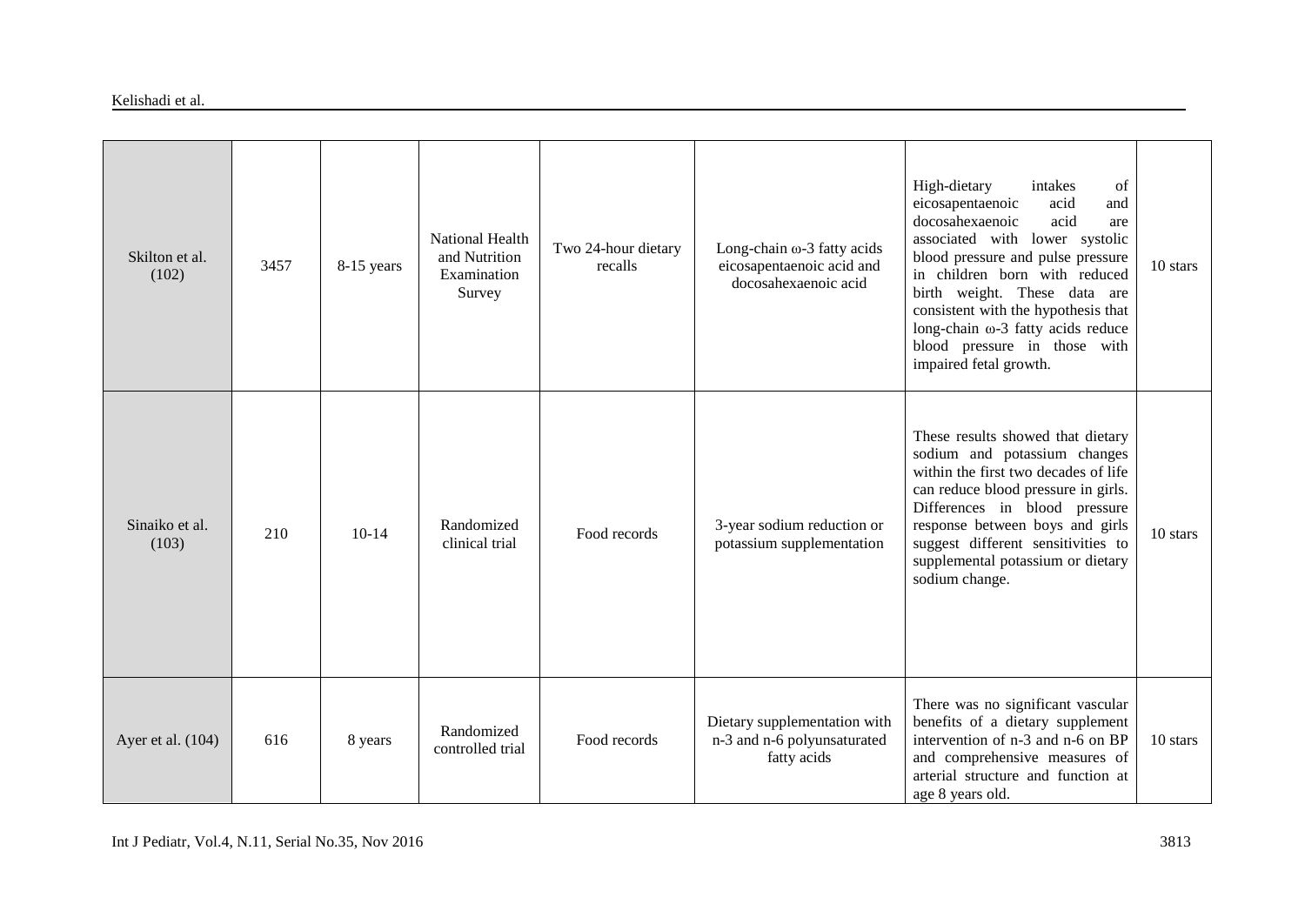| Skilton et al. (102) | 3457 | 8-15 years | National Health and Nutrition Examination Survey | Two 24-hour dietary recalls | Long-chain ω-3 fatty acids eicosapentaenoic acid and docosahexaenoic acid | High-dietary intakes of eicosapentaenoic acid and docosahexaenoic acid are associated with lower systolic blood pressure and pulse pressure in children born with reduced birth weight. These data are consistent with the hypothesis that long-chain ω-3 fatty acids reduce blood pressure in those with impaired fetal growth. | 10 stars |
|---|---|---|---|---|---|---|---|
| Sinaiko et al. (103) | 210 | 10-14 | Randomized clinical trial | Food records | 3-year sodium reduction or potassium supplementation | These results showed that dietary sodium and potassium changes within the first two decades of life can reduce blood pressure in girls. Differences in blood pressure response between boys and girls suggest different sensitivities to supplemental potassium or dietary sodium change. | 10 stars |
| Ayer et al. (104) | 616 | 8 years | Randomized controlled trial | Food records | Dietary supplementation with n-3 and n-6 polyunsaturated fatty acids | There was no significant vascular benefits of a dietary supplement intervention of n-3 and n-6 on BP and comprehensive measures of arterial structure and function at age 8 years old. | 10 stars |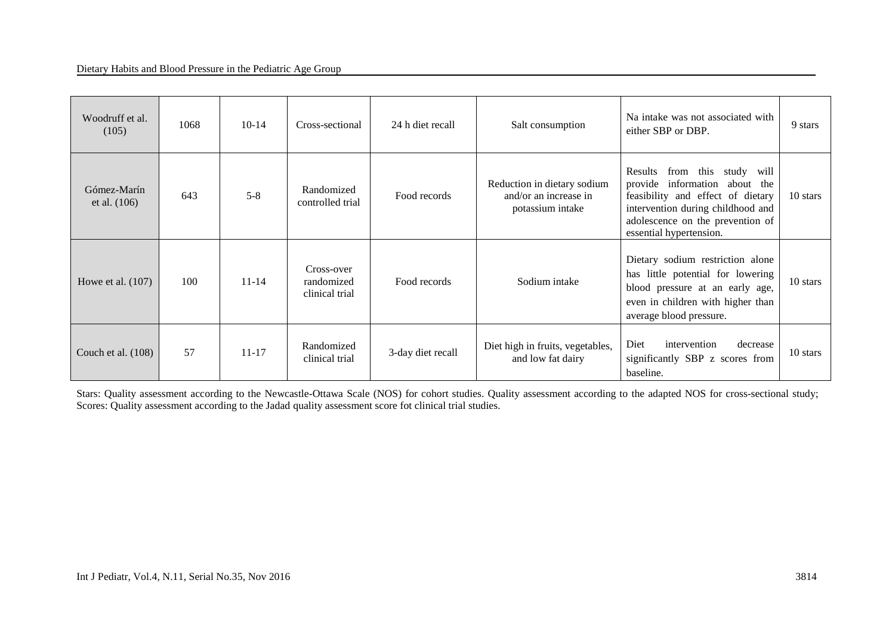| | | | | | | | |
|---|---|---|---|---|---|---|---|
| Woodruff et al. (105) | 1068 | 10-14 | Cross-sectional | 24 h diet recall | Salt consumption | Na intake was not associated with either SBP or DBP. | 9 stars |
| Gómez-Marín et al. (106) | 643 | 5-8 | Randomized controlled trial | Food records | Reduction in dietary sodium and/or an increase in potassium intake | Results from this study will provide information about the feasibility and effect of dietary intervention during childhood and adolescence on the prevention of essential hypertension. | 10 stars |
| Howe et al. (107) | 100 | 11-14 | Cross-over randomized clinical trial | Food records | Sodium intake | Dietary sodium restriction alone has little potential for lowering blood pressure at an early age, even in children with higher than average blood pressure. | 10 stars |
| Couch et al. (108) | 57 | 11-17 | Randomized clinical trial | 3-day diet recall | Diet high in fruits, vegetables, and low fat dairy | Diet intervention decrease significantly SBP z scores from baseline. | 10 stars |

Stars: Quality assessment according to the Newcastle-Ottawa Scale (NOS) for cohort studies. Quality assessment according to the adapted NOS for cross-sectional study; Scores: Quality assessment according to the Jadad quality assessment score fot clinical trial studies.